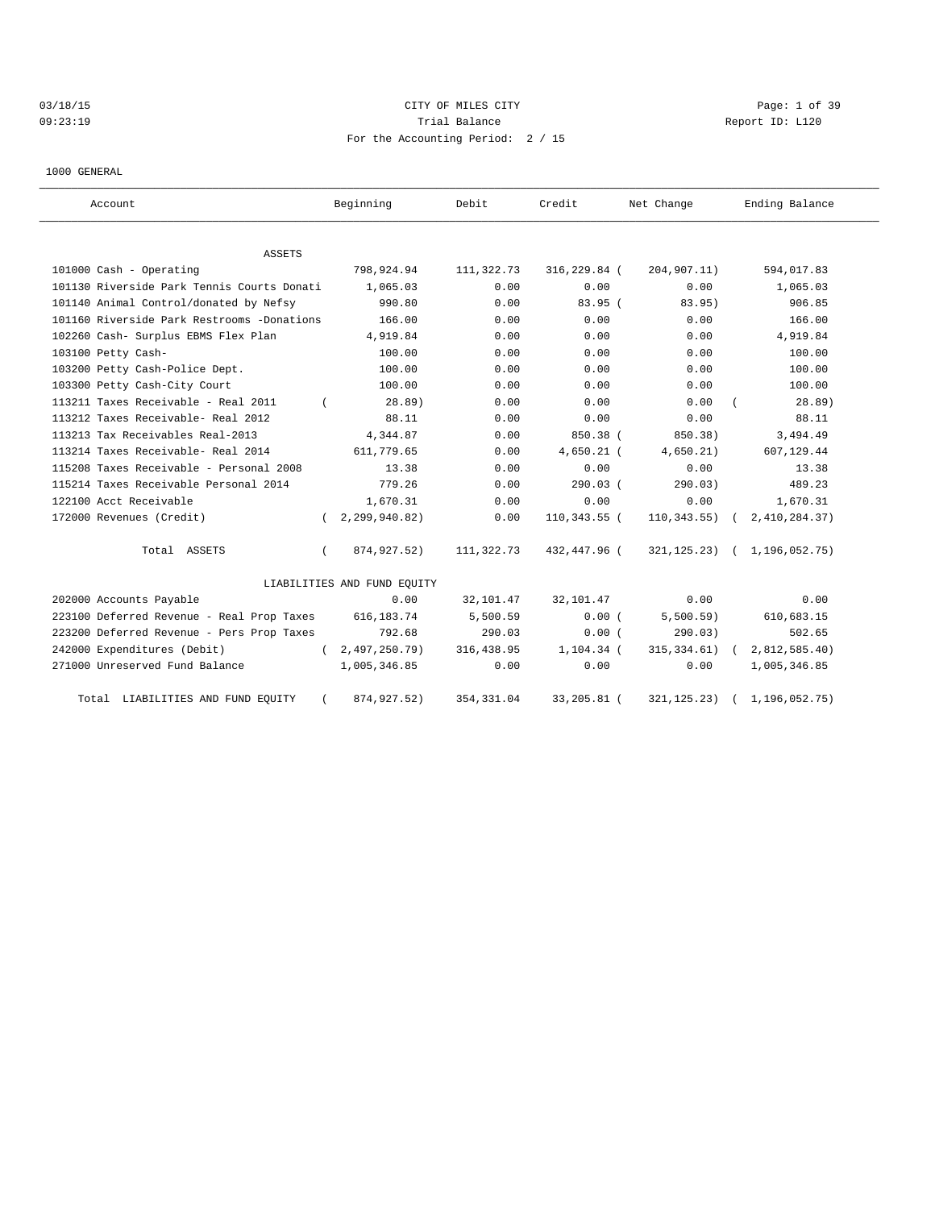03/18/15 CITY OF MILES CITY
09:23:19 Trial Balance Report ID: L120
For the Accounting Period: 2 / 15

1000 GENERAL

| Account | Beginning | Debit | Credit | Net Change | Ending Balance |
|---|---|---|---|---|---|
| ASSETS | | | | | |
| 101000 Cash - Operating | 798,924.94 | 111,322.73 | 316,229.84 | ( 204,907.11) | 594,017.83 |
| 101130 Riverside Park Tennis Courts Donati | 1,065.03 | 0.00 | 0.00 | 0.00 | 1,065.03 |
| 101140 Animal Control/donated by Nefsy | 990.80 | 0.00 | 83.95 | ( 83.95) | 906.85 |
| 101160 Riverside Park Restrooms -Donations | 166.00 | 0.00 | 0.00 | 0.00 | 166.00 |
| 102260 Cash- Surplus EBMS Flex Plan | 4,919.84 | 0.00 | 0.00 | 0.00 | 4,919.84 |
| 103100 Petty Cash- | 100.00 | 0.00 | 0.00 | 0.00 | 100.00 |
| 103200 Petty Cash-Police Dept. | 100.00 | 0.00 | 0.00 | 0.00 | 100.00 |
| 103300 Petty Cash-City Court | 100.00 | 0.00 | 0.00 | 0.00 | 100.00 |
| 113211 Taxes Receivable - Real 2011 | ( 28.89) | 0.00 | 0.00 | 0.00 | ( 28.89) |
| 113212 Taxes Receivable- Real 2012 | 88.11 | 0.00 | 0.00 | 0.00 | 88.11 |
| 113213 Tax Receivables Real-2013 | 4,344.87 | 0.00 | 850.38 | ( 850.38) | 3,494.49 |
| 113214 Taxes Receivable- Real 2014 | 611,779.65 | 0.00 | 4,650.21 | ( 4,650.21) | 607,129.44 |
| 115208 Taxes Receivable - Personal 2008 | 13.38 | 0.00 | 0.00 | 0.00 | 13.38 |
| 115214 Taxes Receivable Personal 2014 | 779.26 | 0.00 | 290.03 | ( 290.03) | 489.23 |
| 122100 Acct Receivable | 1,670.31 | 0.00 | 0.00 | 0.00 | 1,670.31 |
| 172000 Revenues (Credit) | ( 2,299,940.82) | 0.00 | 110,343.55 | ( 110,343.55) | ( 2,410,284.37) |
| Total ASSETS | ( 874,927.52) | 111,322.73 | 432,447.96 | ( 321,125.23) | ( 1,196,052.75) |
| LIABILITIES AND FUND EQUITY | | | | | |
| 202000 Accounts Payable | 0.00 | 32,101.47 | 32,101.47 | 0.00 | 0.00 |
| 223100 Deferred Revenue - Real Prop Taxes | 616,183.74 | 5,500.59 | 0.00 | ( 5,500.59) | 610,683.15 |
| 223200 Deferred Revenue - Pers Prop Taxes | 792.68 | 290.03 | 0.00 | ( 290.03) | 502.65 |
| 242000 Expenditures (Debit) | ( 2,497,250.79) | 316,438.95 | 1,104.34 | ( 315,334.61) | ( 2,812,585.40) |
| 271000 Unreserved Fund Balance | 1,005,346.85 | 0.00 | 0.00 | 0.00 | 1,005,346.85 |
| Total LIABILITIES AND FUND EQUITY | ( 874,927.52) | 354,331.04 | 33,205.81 | ( 321,125.23) | ( 1,196,052.75) |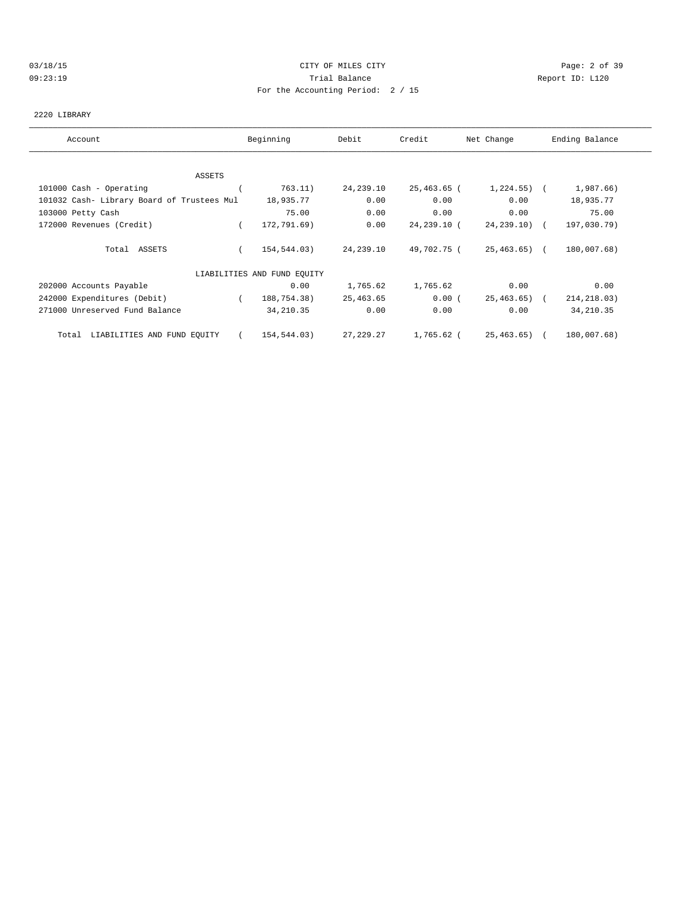03/18/15 CITY OF MILES CITY
09:23:19 Trial Balance Report ID: L120
For the Accounting Period: 2 / 15

2220 LIBRARY

| Account | Beginning | Debit | Credit | Net Change | Ending Balance |
|---|---|---|---|---|---|
| ASSETS | | | | | |
| 101000 Cash - Operating | ( 763.11) | 24,239.10 | 25,463.65 | ( 1,224.55) | ( 1,987.66) |
| 101032 Cash- Library Board of Trustees Mul | 18,935.77 | 0.00 | 0.00 | 0.00 | 18,935.77 |
| 103000 Petty Cash | 75.00 | 0.00 | 0.00 | 0.00 | 75.00 |
| 172000 Revenues (Credit) | ( 172,791.69) | 0.00 | 24,239.10 | ( 24,239.10) | ( 197,030.79) |
| Total ASSETS | ( 154,544.03) | 24,239.10 | 49,702.75 | ( 25,463.65) | ( 180,007.68) |
| LIABILITIES AND FUND EQUITY | | | | | |
| 202000 Accounts Payable | 0.00 | 1,765.62 | 1,765.62 | 0.00 | 0.00 |
| 242000 Expenditures (Debit) | ( 188,754.38) | 25,463.65 | 0.00 | ( 25,463.65) | ( 214,218.03) |
| 271000 Unreserved Fund Balance | 34,210.35 | 0.00 | 0.00 | 0.00 | 34,210.35 |
| Total LIABILITIES AND FUND EQUITY | ( 154,544.03) | 27,229.27 | 1,765.62 | ( 25,463.65) | ( 180,007.68) |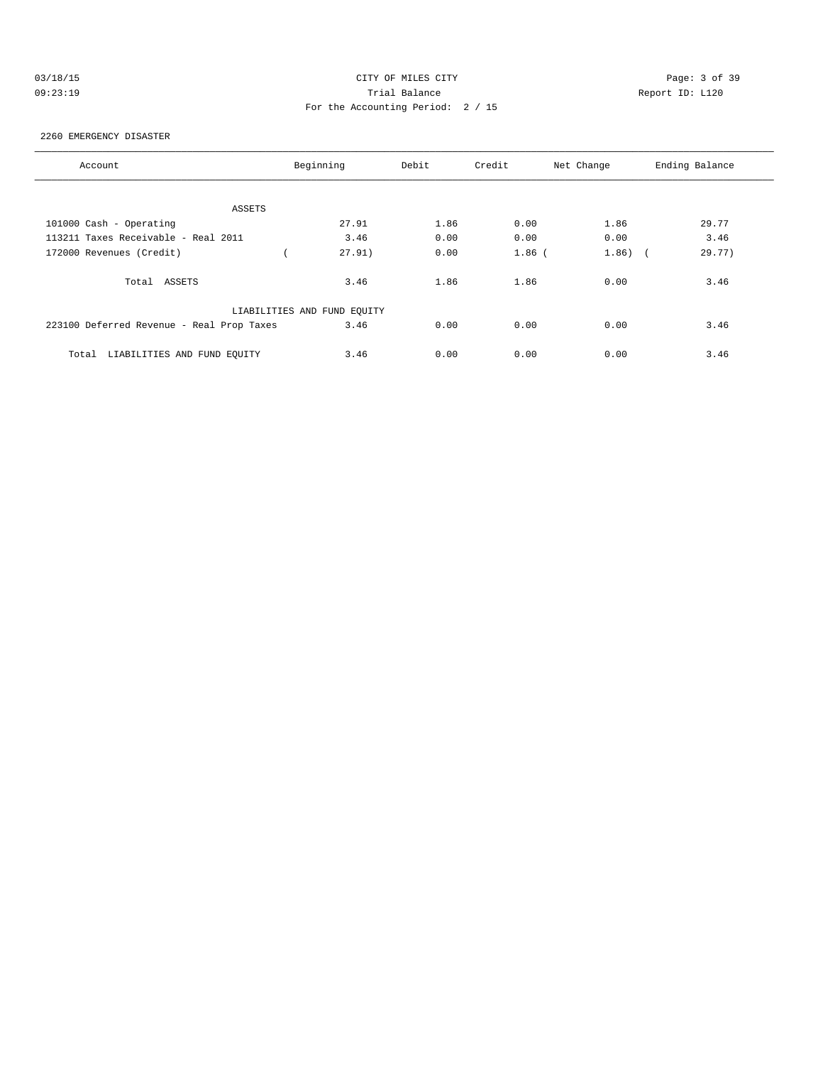CITY OF MILES CITY

Trial Balance

For the Accounting Period: 2 / 15

03/18/15 09:23:19 Report ID: L120

2260 EMERGENCY DISASTER

| Account | Beginning | Debit | Credit | Net Change | Ending Balance |
|---|---|---|---|---|---|
| ASSETS | | | | | |
| 101000 Cash - Operating | 27.91 | 1.86 | 0.00 | 1.86 | 29.77 |
| 113211 Taxes Receivable - Real 2011 | 3.46 | 0.00 | 0.00 | 0.00 | 3.46 |
| 172000 Revenues (Credit) | ( 27.91) | 0.00 | 1.86 | ( 1.86) | ( 29.77) |
| Total ASSETS | 3.46 | 1.86 | 1.86 | 0.00 | 3.46 |
| LIABILITIES AND FUND EQUITY | | | | | |
| 223100 Deferred Revenue - Real Prop Taxes | 3.46 | 0.00 | 0.00 | 0.00 | 3.46 |
| Total LIABILITIES AND FUND EQUITY | 3.46 | 0.00 | 0.00 | 0.00 | 3.46 |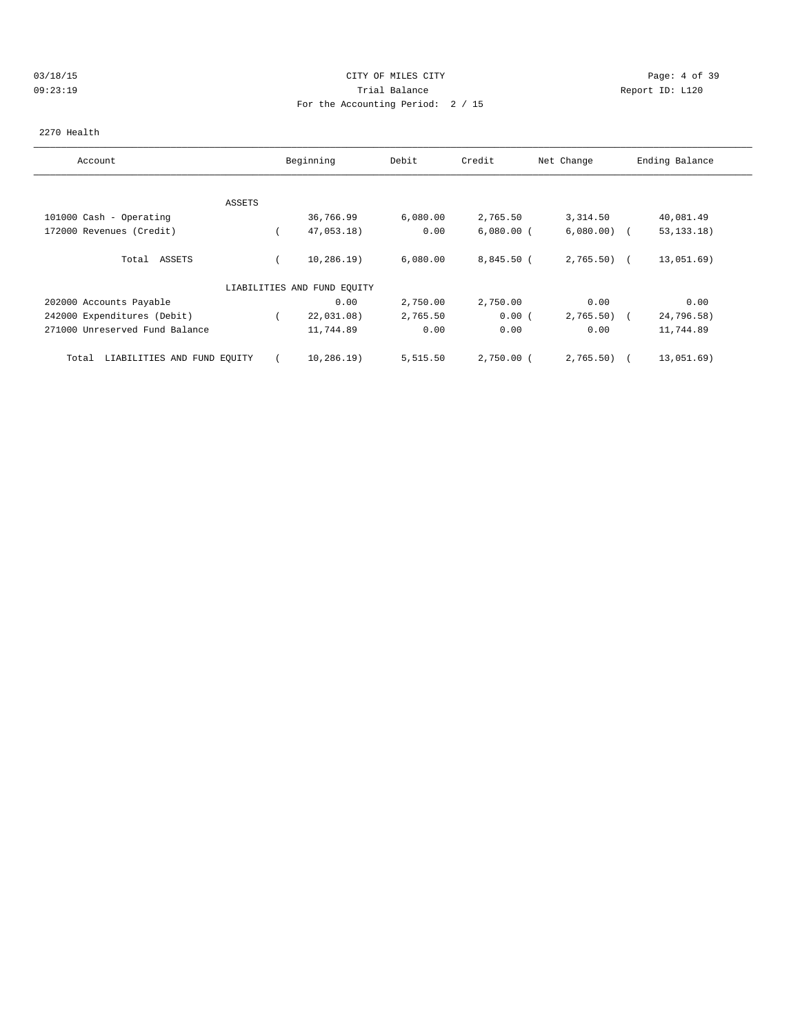03/18/15 CITY OF MILES CITY
09:23:19 Trial Balance Report ID: L120
For the Accounting Period: 2 / 15

2270 Health

| Account | Beginning | Debit | Credit | Net Change | Ending Balance |
|---|---|---|---|---|---|
| ASSETS | | | | | |
| 101000 Cash - Operating | 36,766.99 | 6,080.00 | 2,765.50 | 3,314.50 | 40,081.49 |
| 172000 Revenues (Credit) | ( 47,053.18) | 0.00 | 6,080.00 | ( 6,080.00) | ( 53,133.18) |
| Total ASSETS | ( 10,286.19) | 6,080.00 | 8,845.50 | ( 2,765.50) | ( 13,051.69) |
| LIABILITIES AND FUND EQUITY | | | | | |
| 202000 Accounts Payable | 0.00 | 2,750.00 | 2,750.00 | 0.00 | 0.00 |
| 242000 Expenditures (Debit) | ( 22,031.08) | 2,765.50 | 0.00 | ( 2,765.50) | ( 24,796.58) |
| 271000 Unreserved Fund Balance | 11,744.89 | 0.00 | 0.00 | 0.00 | 11,744.89 |
| Total LIABILITIES AND FUND EQUITY | ( 10,286.19) | 5,515.50 | 2,750.00 | ( 2,765.50) | ( 13,051.69) |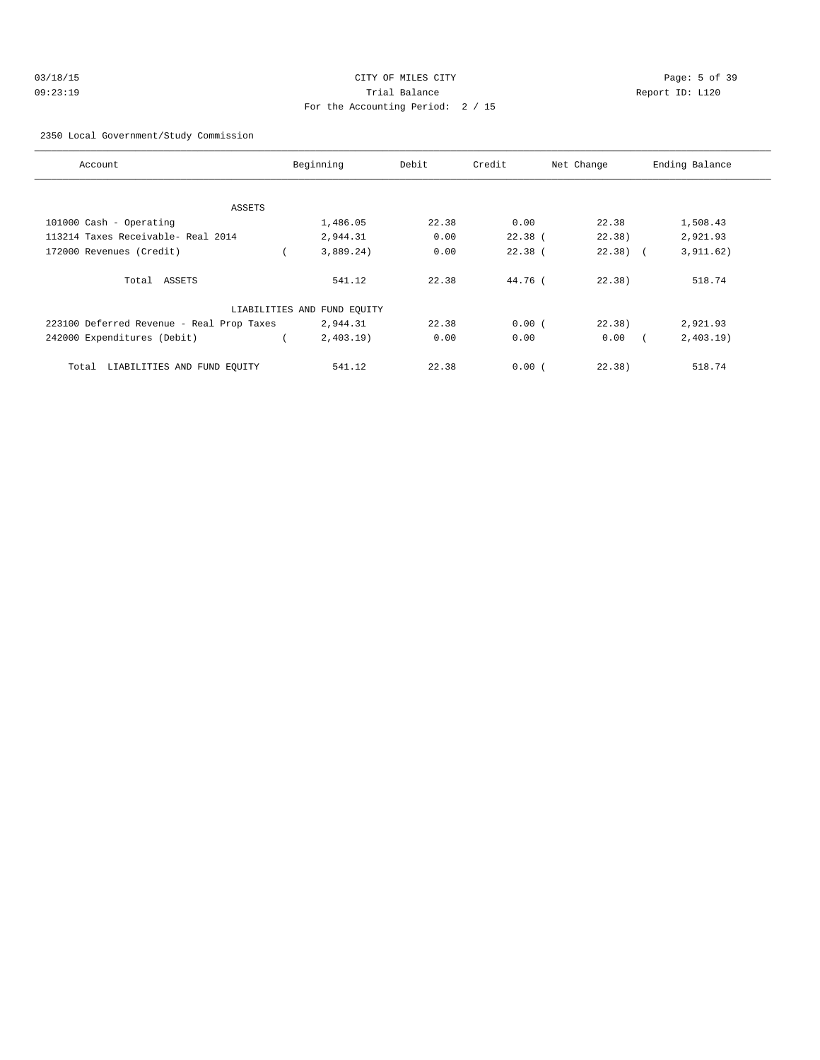CITY OF MILES CITY
Trial Balance
For the Accounting Period: 2 / 15

03/18/15
09:23:19

Report ID: L120

2350 Local Government/Study Commission

| Account | Beginning | Debit | Credit | Net Change | Ending Balance |
|---|---|---|---|---|---|
| **ASSETS** | | | | | |
| 101000 Cash - Operating | 1,486.05 | 22.38 | 0.00 | 22.38 | 1,508.43 |
| 113214 Taxes Receivable- Real 2014 | 2,944.31 | 0.00 | 22.38 | ( 22.38) | 2,921.93 |
| 172000 Revenues (Credit) | ( 3,889.24) | 0.00 | 22.38 | ( 22.38) | ( 3,911.62) |
| Total ASSETS | 541.12 | 22.38 | 44.76 | ( 22.38) | 518.74 |
| **LIABILITIES AND FUND EQUITY** | | | | | |
| 223100 Deferred Revenue - Real Prop Taxes | 2,944.31 | 22.38 | 0.00 | ( 22.38) | 2,921.93 |
| 242000 Expenditures (Debit) | ( 2,403.19) | 0.00 | 0.00 | 0.00 | ( 2,403.19) |
| Total LIABILITIES AND FUND EQUITY | 541.12 | 22.38 | 0.00 | ( 22.38) | 518.74 |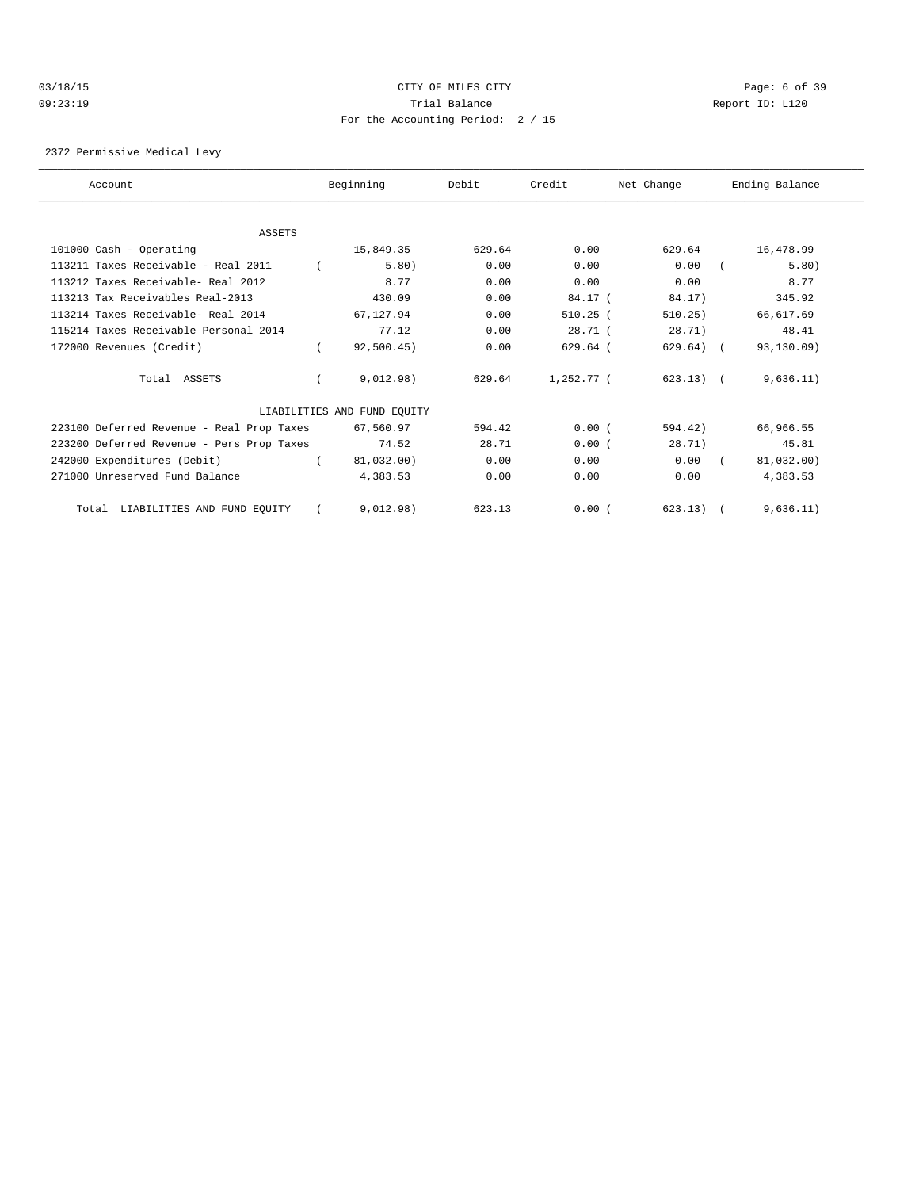CITY OF MILES CITY

Trial Balance

For the Accounting Period: 2 / 15

03/18/15 09:23:19 Report ID: L120

2372 Permissive Medical Levy

| Account | Beginning | Debit | Credit | Net Change | Ending Balance |
|---|---|---|---|---|---|
| ASSETS | | | | | |
| 101000 Cash - Operating | 15,849.35 | 629.64 | 0.00 | 629.64 | 16,478.99 |
| 113211 Taxes Receivable - Real 2011 | ( 5.80) | 0.00 | 0.00 | 0.00 | ( 5.80) |
| 113212 Taxes Receivable- Real 2012 | 8.77 | 0.00 | 0.00 | 0.00 | 8.77 |
| 113213 Tax Receivables Real-2013 | 430.09 | 0.00 | 84.17 | ( 84.17) | 345.92 |
| 113214 Taxes Receivable- Real 2014 | 67,127.94 | 0.00 | 510.25 | ( 510.25) | 66,617.69 |
| 115214 Taxes Receivable Personal 2014 | 77.12 | 0.00 | 28.71 | ( 28.71) | 48.41 |
| 172000 Revenues (Credit) | ( 92,500.45) | 0.00 | 629.64 | ( 629.64) | ( 93,130.09) |
| Total ASSETS | ( 9,012.98) | 629.64 | 1,252.77 | ( 623.13) | ( 9,636.11) |
| LIABILITIES AND FUND EQUITY | | | | | |
| 223100 Deferred Revenue - Real Prop Taxes | 67,560.97 | 594.42 | 0.00 | ( 594.42) | 66,966.55 |
| 223200 Deferred Revenue - Pers Prop Taxes | 74.52 | 28.71 | 0.00 | ( 28.71) | 45.81 |
| 242000 Expenditures (Debit) | ( 81,032.00) | 0.00 | 0.00 | 0.00 | ( 81,032.00) |
| 271000 Unreserved Fund Balance | 4,383.53 | 0.00 | 0.00 | 0.00 | 4,383.53 |
| Total LIABILITIES AND FUND EQUITY | ( 9,012.98) | 623.13 | 0.00 | ( 623.13) | ( 9,636.11) |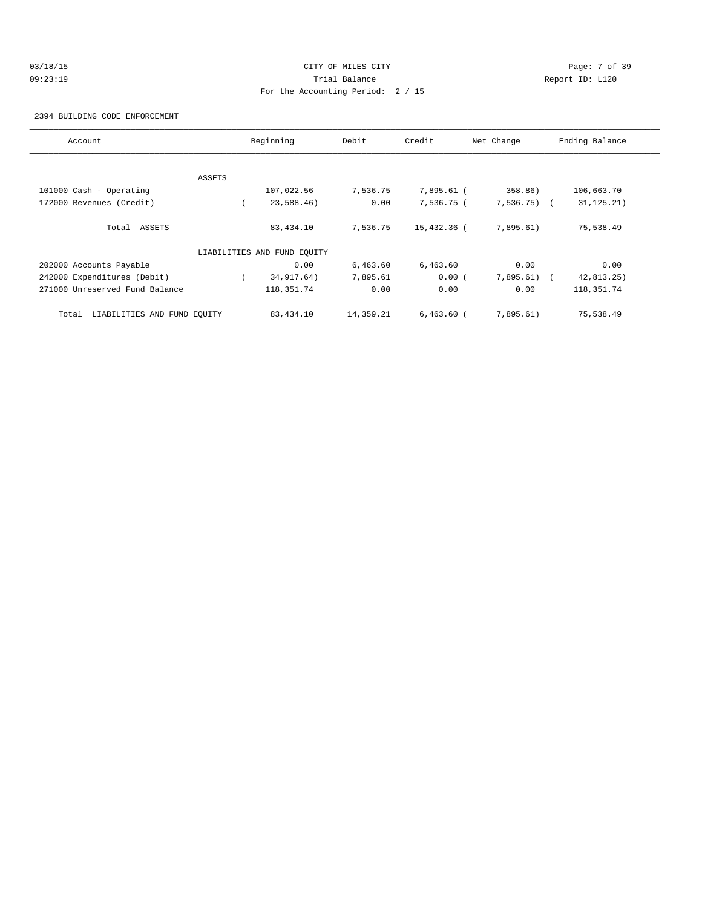CITY OF MILES CITY

Trial Balance

For the Accounting Period: 2 / 15

03/18/15 09:23:19

Report ID: L120

2394 BUILDING CODE ENFORCEMENT

| Account | Beginning | Debit | Credit | Net Change | Ending Balance |
|---|---|---|---|---|---|
| ASSETS | | | | | |
| 101000 Cash - Operating | 107,022.56 | 7,536.75 | 7,895.61 | ( 358.86) | 106,663.70 |
| 172000 Revenues (Credit) | ( 23,588.46) | 0.00 | 7,536.75 | ( 7,536.75) | ( 31,125.21) |
| Total ASSETS | 83,434.10 | 7,536.75 | 15,432.36 | ( 7,895.61) | 75,538.49 |
| LIABILITIES AND FUND EQUITY | | | | | |
| 202000 Accounts Payable | 0.00 | 6,463.60 | 6,463.60 | 0.00 | 0.00 |
| 242000 Expenditures (Debit) | ( 34,917.64) | 7,895.61 | 0.00 | ( 7,895.61) | ( 42,813.25) |
| 271000 Unreserved Fund Balance | 118,351.74 | 0.00 | 0.00 | 0.00 | 118,351.74 |
| Total LIABILITIES AND FUND EQUITY | 83,434.10 | 14,359.21 | 6,463.60 | ( 7,895.61) | 75,538.49 |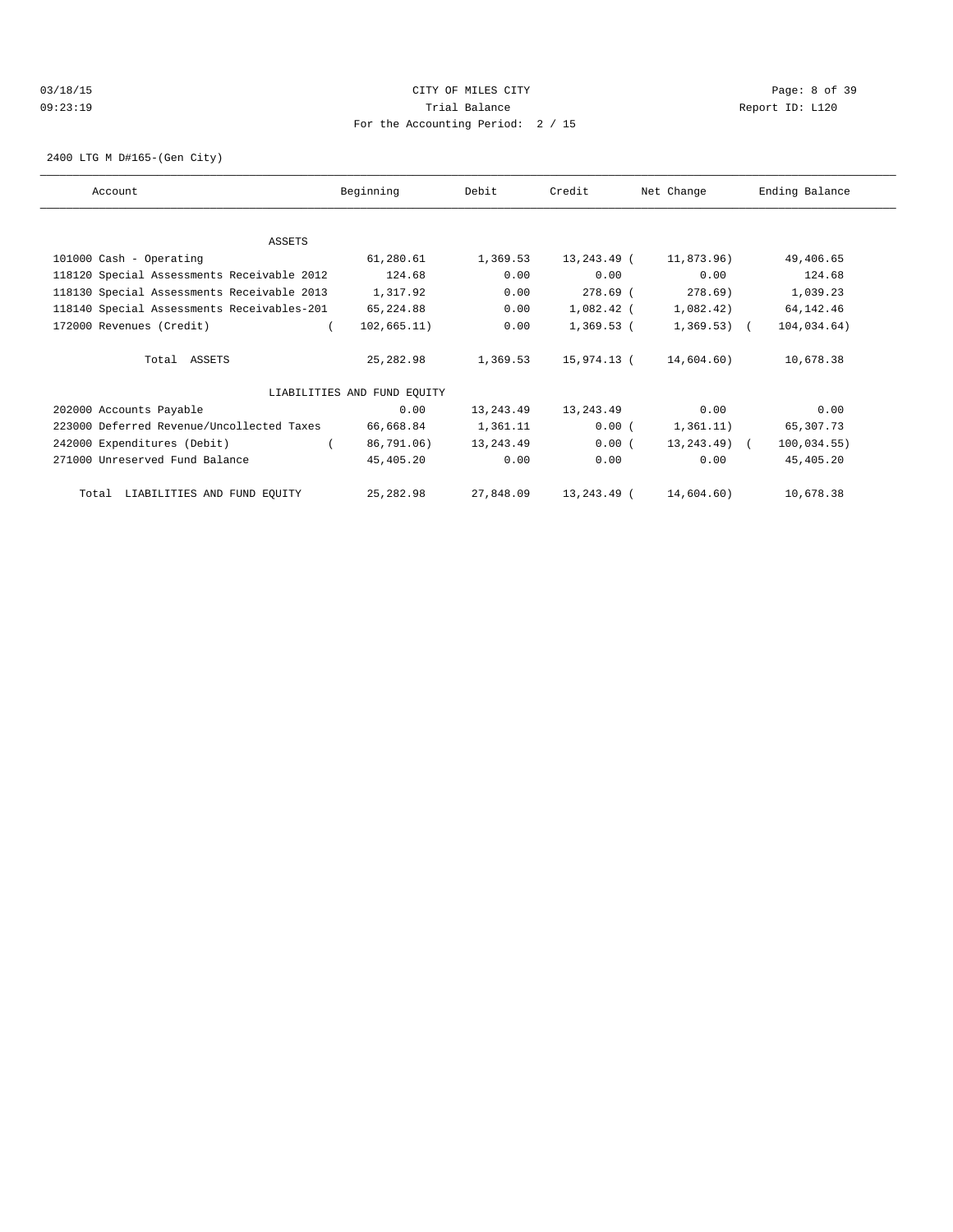03/18/15 CITY OF MILES CITY
09:23:19 Trial Balance Report ID: L120
For the Accounting Period: 2 / 15

2400 LTG M D#165-(Gen City)

| Account | Beginning | Debit | Credit | Net Change | Ending Balance |
|---|---|---|---|---|---|
| ASSETS | | | | | |
| 101000 Cash - Operating | 61,280.61 | 1,369.53 | 13,243.49 | ( 11,873.96) | 49,406.65 |
| 118120 Special Assessments Receivable 2012 | 124.68 | 0.00 | 0.00 | 0.00 | 124.68 |
| 118130 Special Assessments Receivable 2013 | 1,317.92 | 0.00 | 278.69 | ( 278.69) | 1,039.23 |
| 118140 Special Assessments Receivables-201 | 65,224.88 | 0.00 | 1,082.42 | ( 1,082.42) | 64,142.46 |
| 172000 Revenues (Credit) | ( 102,665.11) | 0.00 | 1,369.53 | ( 1,369.53) | ( 104,034.64) |
| Total ASSETS | 25,282.98 | 1,369.53 | 15,974.13 | ( 14,604.60) | 10,678.38 |
| LIABILITIES AND FUND EQUITY | | | | | |
| 202000 Accounts Payable | 0.00 | 13,243.49 | 13,243.49 | 0.00 | 0.00 |
| 223000 Deferred Revenue/Uncollected Taxes | 66,668.84 | 1,361.11 | 0.00 | ( 1,361.11) | 65,307.73 |
| 242000 Expenditures (Debit) | ( 86,791.06) | 13,243.49 | 0.00 | ( 13,243.49) | ( 100,034.55) |
| 271000 Unreserved Fund Balance | 45,405.20 | 0.00 | 0.00 | 0.00 | 45,405.20 |
| Total LIABILITIES AND FUND EQUITY | 25,282.98 | 27,848.09 | 13,243.49 | ( 14,604.60) | 10,678.38 |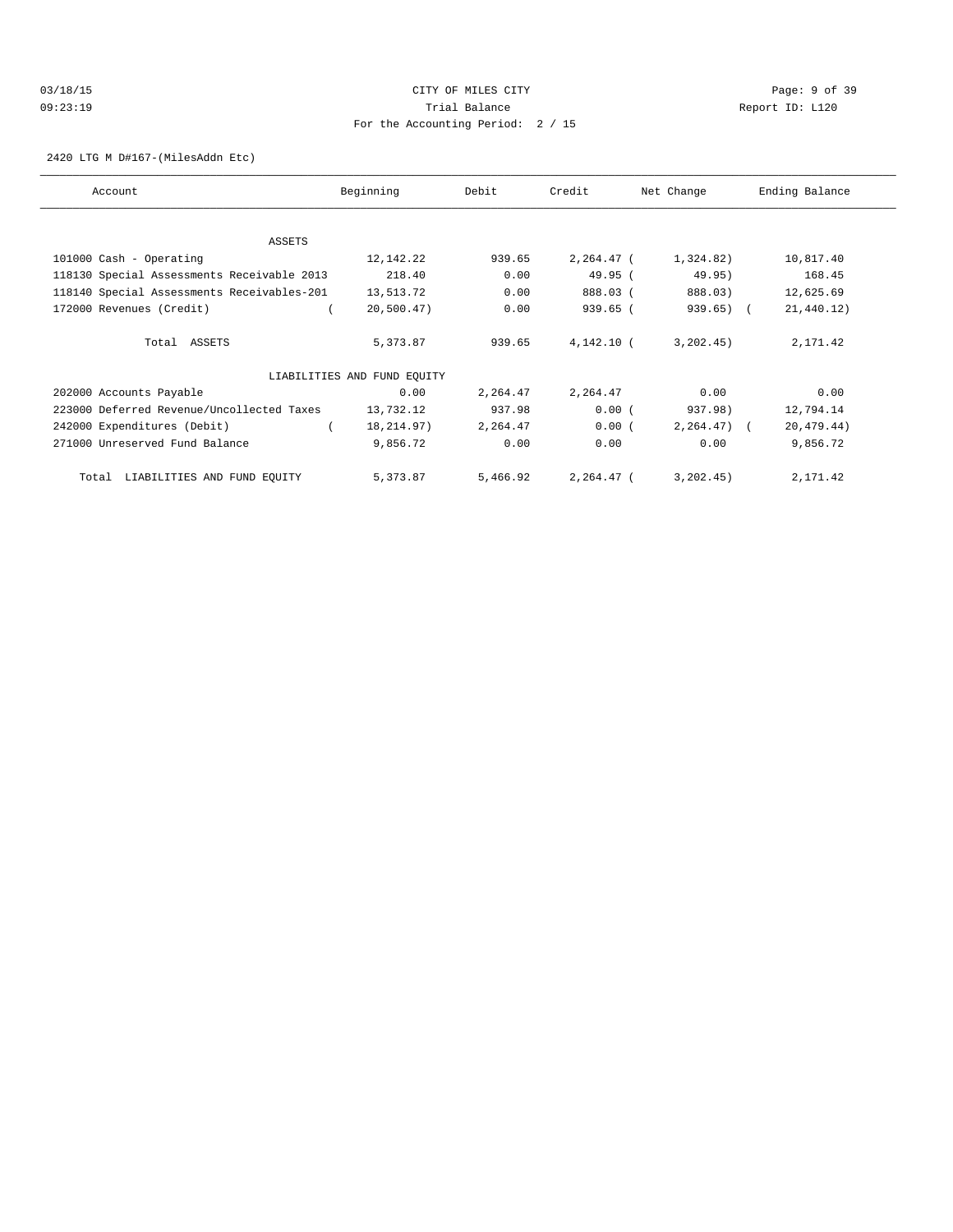CITY OF MILES CITY
Trial Balance
For the Accounting Period: 2 / 15

03/18/15
09:23:19

Report ID: L120

2420 LTG M D#167-(MilesAddn Etc)

| Account | Beginning | Debit | Credit | Net Change | Ending Balance |
|---|---|---|---|---|---|
| ASSETS | | | | | |
| 101000 Cash - Operating | 12,142.22 | 939.65 | 2,264.47 | (1,324.82) | 10,817.40 |
| 118130 Special Assessments Receivable 2013 | 218.40 | 0.00 | 49.95 | (49.95) | 168.45 |
| 118140 Special Assessments Receivables-201 | 13,513.72 | 0.00 | 888.03 | (888.03) | 12,625.69 |
| 172000 Revenues (Credit) | (20,500.47) | 0.00 | 939.65 | (939.65) | (21,440.12) |
| Total ASSETS | 5,373.87 | 939.65 | 4,142.10 | (3,202.45) | 2,171.42 |
| LIABILITIES AND FUND EQUITY | | | | | |
| 202000 Accounts Payable | 0.00 | 2,264.47 | 2,264.47 | 0.00 | 0.00 |
| 223000 Deferred Revenue/Uncollected Taxes | 13,732.12 | 937.98 | 0.00 | (937.98) | 12,794.14 |
| 242000 Expenditures (Debit) | (18,214.97) | 2,264.47 | 0.00 | (2,264.47) | (20,479.44) |
| 271000 Unreserved Fund Balance | 9,856.72 | 0.00 | 0.00 | 0.00 | 9,856.72 |
| Total LIABILITIES AND FUND EQUITY | 5,373.87 | 5,466.92 | 2,264.47 | (3,202.45) | 2,171.42 |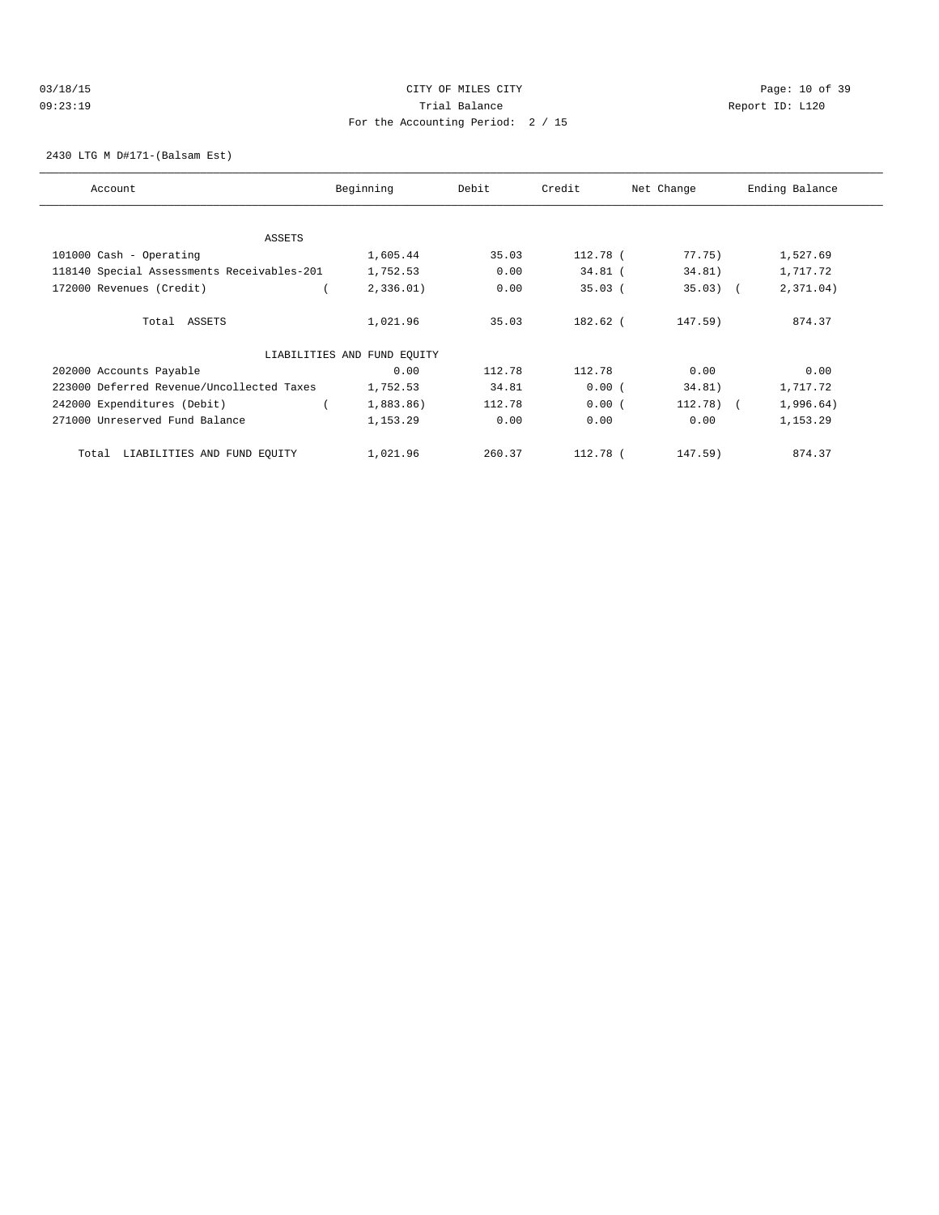CITY OF MILES CITY
Trial Balance
For the Accounting Period: 2 / 15

03/18/15
09:23:19

Report ID: L120

2430 LTG M D#171-(Balsam Est)

| Account | Beginning | Debit | Credit | Net Change | Ending Balance |
|---|---|---|---|---|---|
| ASSETS | | | | | |
| 101000 Cash - Operating | 1,605.44 | 35.03 | 112.78 | ( 77.75) | 1,527.69 |
| 118140 Special Assessments Receivables-201 | 1,752.53 | 0.00 | 34.81 | ( 34.81) | 1,717.72 |
| 172000 Revenues (Credit) | ( 2,336.01) | 0.00 | 35.03 | ( 35.03) | ( 2,371.04) |
| Total ASSETS | 1,021.96 | 35.03 | 182.62 | ( 147.59) | 874.37 |
| LIABILITIES AND FUND EQUITY | | | | | |
| 202000 Accounts Payable | 0.00 | 112.78 | 112.78 | 0.00 | 0.00 |
| 223000 Deferred Revenue/Uncollected Taxes | 1,752.53 | 34.81 | 0.00 | ( 34.81) | 1,717.72 |
| 242000 Expenditures (Debit) | ( 1,883.86) | 112.78 | 0.00 | ( 112.78) | ( 1,996.64) |
| 271000 Unreserved Fund Balance | 1,153.29 | 0.00 | 0.00 | 0.00 | 1,153.29 |
| Total LIABILITIES AND FUND EQUITY | 1,021.96 | 260.37 | 112.78 | ( 147.59) | 874.37 |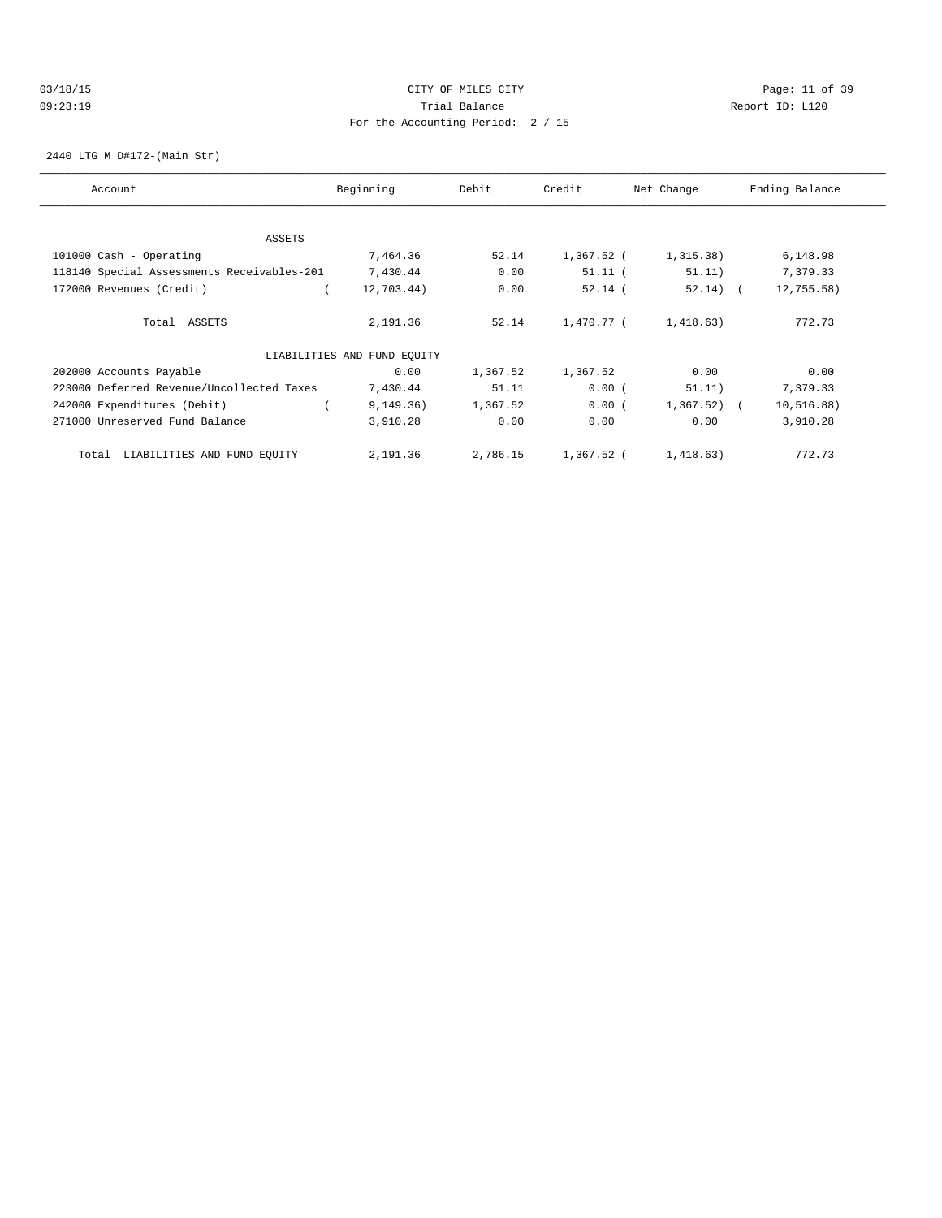03/18/15 CITY OF MILES CITY
09:23:19 Trial Balance Report ID: L120
For the Accounting Period: 2 / 15

2440 LTG M D#172-(Main Str)

| Account | Beginning | Debit | Credit | Net Change | Ending Balance |
|---|---|---|---|---|---|
| ASSETS | | | | | |
| 101000 Cash - Operating | 7,464.36 | 52.14 | 1,367.52 | (1,315.38) | 6,148.98 |
| 118140 Special Assessments Receivables-201 | 7,430.44 | 0.00 | 51.11 | (51.11) | 7,379.33 |
| 172000 Revenues (Credit) | (12,703.44) | 0.00 | 52.14 | (52.14) | (12,755.58) |
| Total ASSETS | 2,191.36 | 52.14 | 1,470.77 | (1,418.63) | 772.73 |
| LIABILITIES AND FUND EQUITY | | | | | |
| 202000 Accounts Payable | 0.00 | 1,367.52 | 1,367.52 | 0.00 | 0.00 |
| 223000 Deferred Revenue/Uncollected Taxes | 7,430.44 | 51.11 | 0.00 | (51.11) | 7,379.33 |
| 242000 Expenditures (Debit) | (9,149.36) | 1,367.52 | 0.00 | (1,367.52) | (10,516.88) |
| 271000 Unreserved Fund Balance | 3,910.28 | 0.00 | 0.00 | 0.00 | 3,910.28 |
| Total LIABILITIES AND FUND EQUITY | 2,191.36 | 2,786.15 | 1,367.52 | (1,418.63) | 772.73 |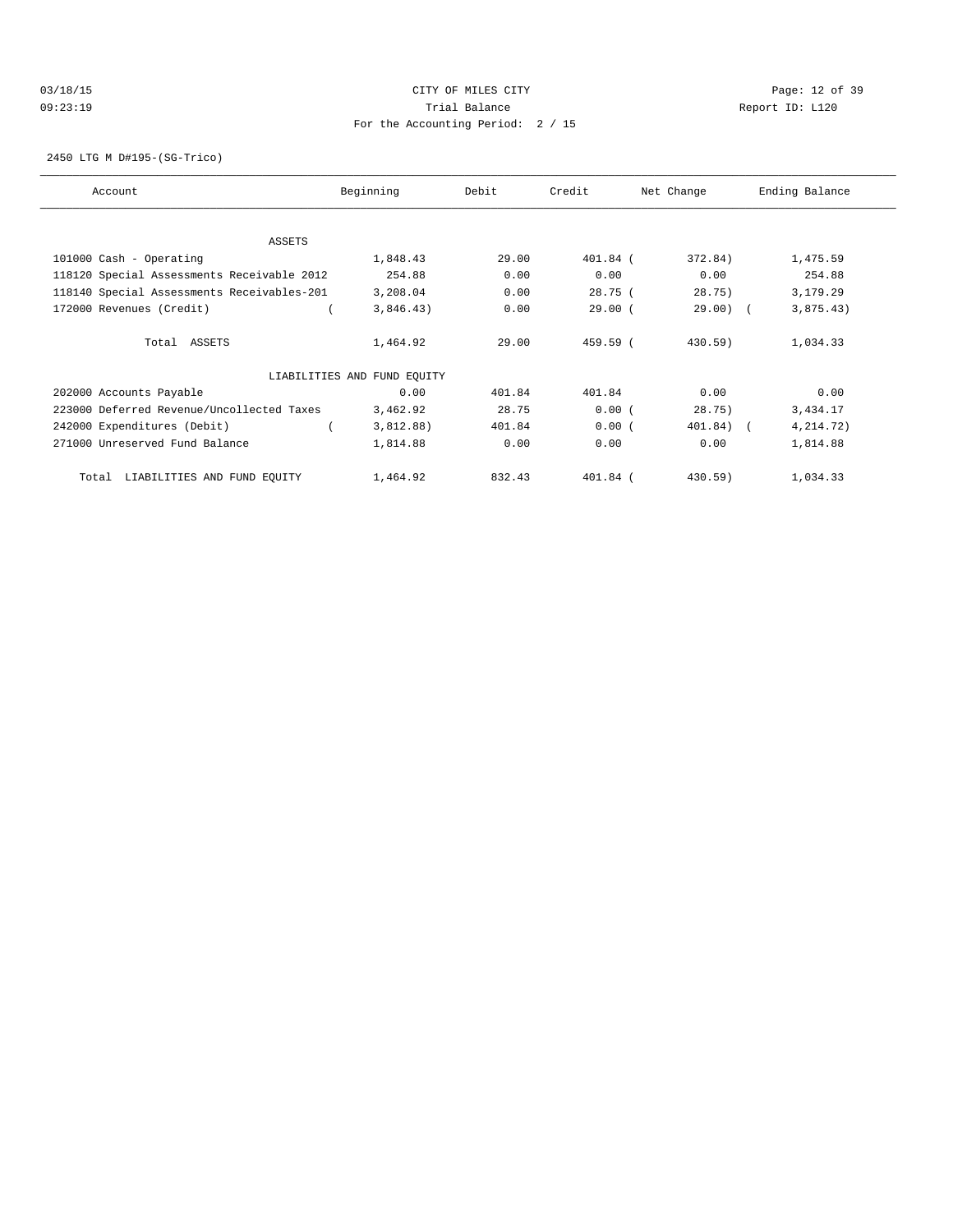CITY OF MILES CITY

Trial Balance

For the Accounting Period: 2 / 15

2450 LTG M D#195-(SG-Trico)

| Account | Beginning | Debit | Credit | Net Change | Ending Balance |
|---|---|---|---|---|---|
| ASSETS | | | | | |
| 101000 Cash - Operating | 1,848.43 | 29.00 | 401.84 | (372.84) | 1,475.59 |
| 118120 Special Assessments Receivable 2012 | 254.88 | 0.00 | 0.00 | 0.00 | 254.88 |
| 118140 Special Assessments Receivables-201 | 3,208.04 | 0.00 | 28.75 | (28.75) | 3,179.29 |
| 172000 Revenues (Credit) | (3,846.43) | 0.00 | 29.00 | (29.00) | (3,875.43) |
| Total ASSETS | 1,464.92 | 29.00 | 459.59 | (430.59) | 1,034.33 |
| LIABILITIES AND FUND EQUITY | | | | | |
| 202000 Accounts Payable | 0.00 | 401.84 | 401.84 | 0.00 | 0.00 |
| 223000 Deferred Revenue/Uncollected Taxes | 3,462.92 | 28.75 | 0.00 | (28.75) | 3,434.17 |
| 242000 Expenditures (Debit) | (3,812.88) | 401.84 | 0.00 | (401.84) | (4,214.72) |
| 271000 Unreserved Fund Balance | 1,814.88 | 0.00 | 0.00 | 0.00 | 1,814.88 |
| Total LIABILITIES AND FUND EQUITY | 1,464.92 | 832.43 | 401.84 | (430.59) | 1,034.33 |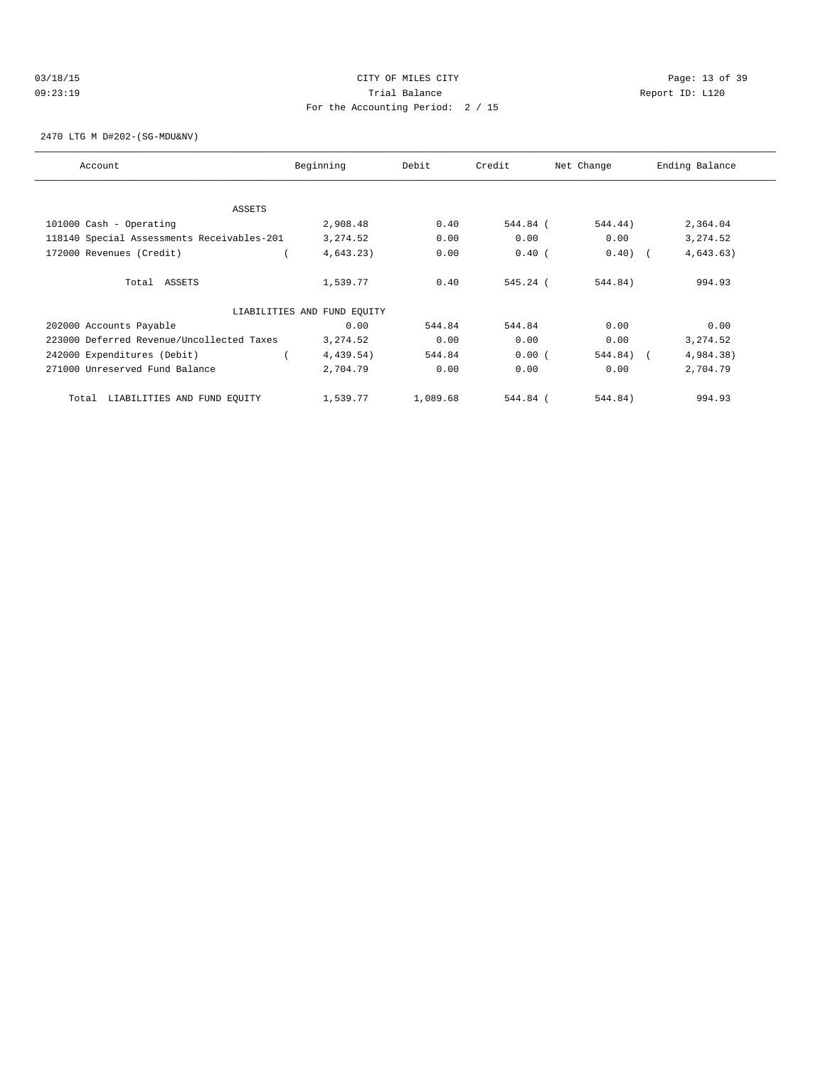CITY OF MILES CITY

Trial Balance

For the Accounting Period: 2 / 15

2470 LTG M D#202-(SG-MDU&NV)

| Account | Beginning | Debit | Credit | Net Change | Ending Balance |
|---|---|---|---|---|---|
| ASSETS | | | | | |
| 101000 Cash - Operating | 2,908.48 | 0.40 | 544.84 | ( 544.44) | 2,364.04 |
| 118140 Special Assessments Receivables-201 | 3,274.52 | 0.00 | 0.00 | 0.00 | 3,274.52 |
| 172000 Revenues (Credit) | ( 4,643.23) | 0.00 | 0.40 | ( 0.40) | ( 4,643.63) |
| Total ASSETS | 1,539.77 | 0.40 | 545.24 | ( 544.84) | 994.93 |
| LIABILITIES AND FUND EQUITY | | | | | |
| 202000 Accounts Payable | 0.00 | 544.84 | 544.84 | 0.00 | 0.00 |
| 223000 Deferred Revenue/Uncollected Taxes | 3,274.52 | 0.00 | 0.00 | 0.00 | 3,274.52 |
| 242000 Expenditures (Debit) | ( 4,439.54) | 544.84 | 0.00 | ( 544.84) | ( 4,984.38) |
| 271000 Unreserved Fund Balance | 2,704.79 | 0.00 | 0.00 | 0.00 | 2,704.79 |
| Total LIABILITIES AND FUND EQUITY | 1,539.77 | 1,089.68 | 544.84 | ( 544.84) | 994.93 |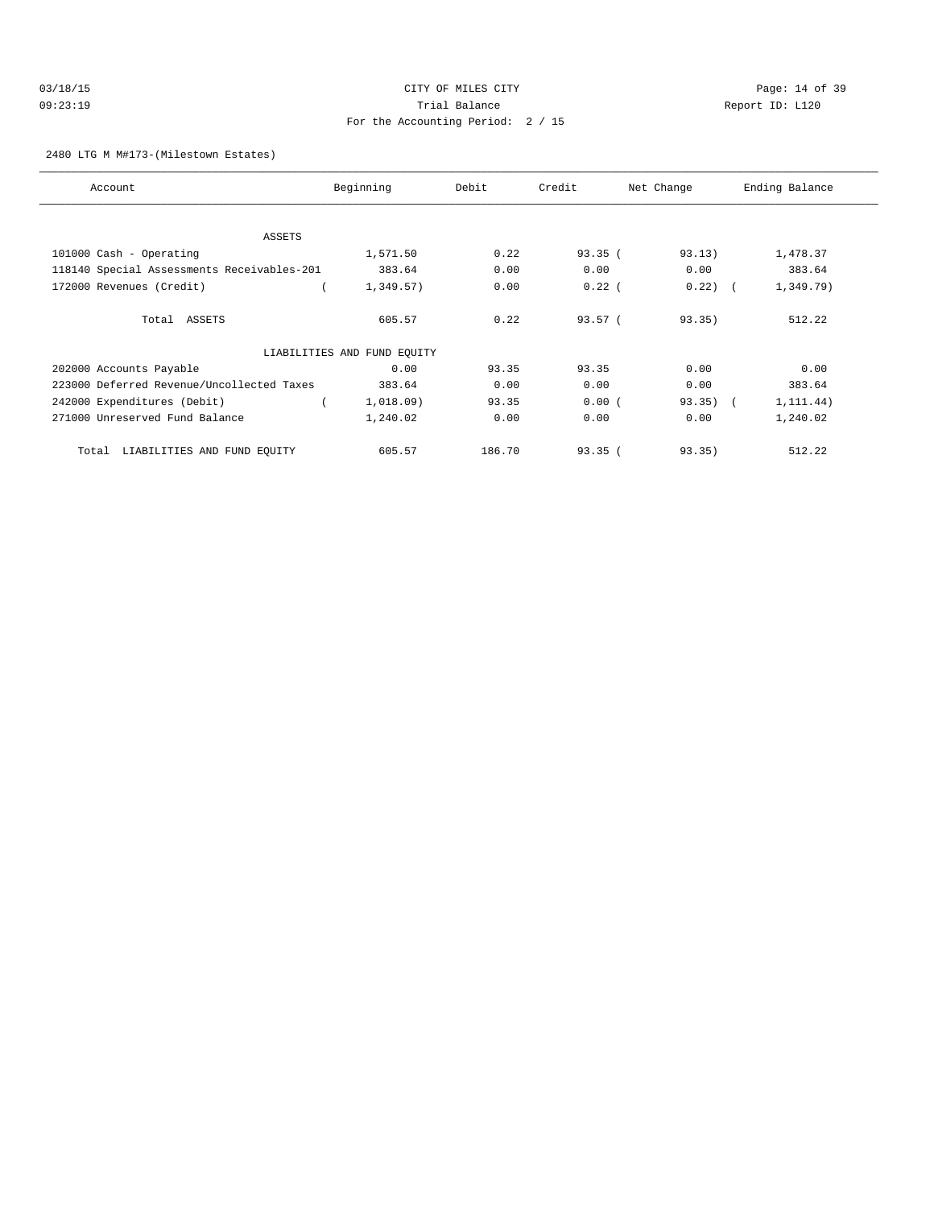CITY OF MILES CITY
Trial Balance
For the Accounting Period: 2 / 15

03/18/15
09:23:19

Report ID: L120

2480 LTG M M#173-(Milestown Estates)

| Account | Beginning | Debit | Credit | Net Change | Ending Balance |
|---|---|---|---|---|---|
| ASSETS | | | | | |
| 101000 Cash - Operating | 1,571.50 | 0.22 | 93.35 | ( 93.13) | 1,478.37 |
| 118140 Special Assessments Receivables-201 | 383.64 | 0.00 | 0.00 | 0.00 | 383.64 |
| 172000 Revenues (Credit) | ( 1,349.57) | 0.00 | 0.22 | ( 0.22) | ( 1,349.79) |
| Total ASSETS | 605.57 | 0.22 | 93.57 | ( 93.35) | 512.22 |
| LIABILITIES AND FUND EQUITY | | | | | |
| 202000 Accounts Payable | 0.00 | 93.35 | 93.35 | 0.00 | 0.00 |
| 223000 Deferred Revenue/Uncollected Taxes | 383.64 | 0.00 | 0.00 | 0.00 | 383.64 |
| 242000 Expenditures (Debit) | ( 1,018.09) | 93.35 | 0.00 | ( 93.35) | ( 1,111.44) |
| 271000 Unreserved Fund Balance | 1,240.02 | 0.00 | 0.00 | 0.00 | 1,240.02 |
| Total LIABILITIES AND FUND EQUITY | 605.57 | 186.70 | 93.35 | ( 93.35) | 512.22 |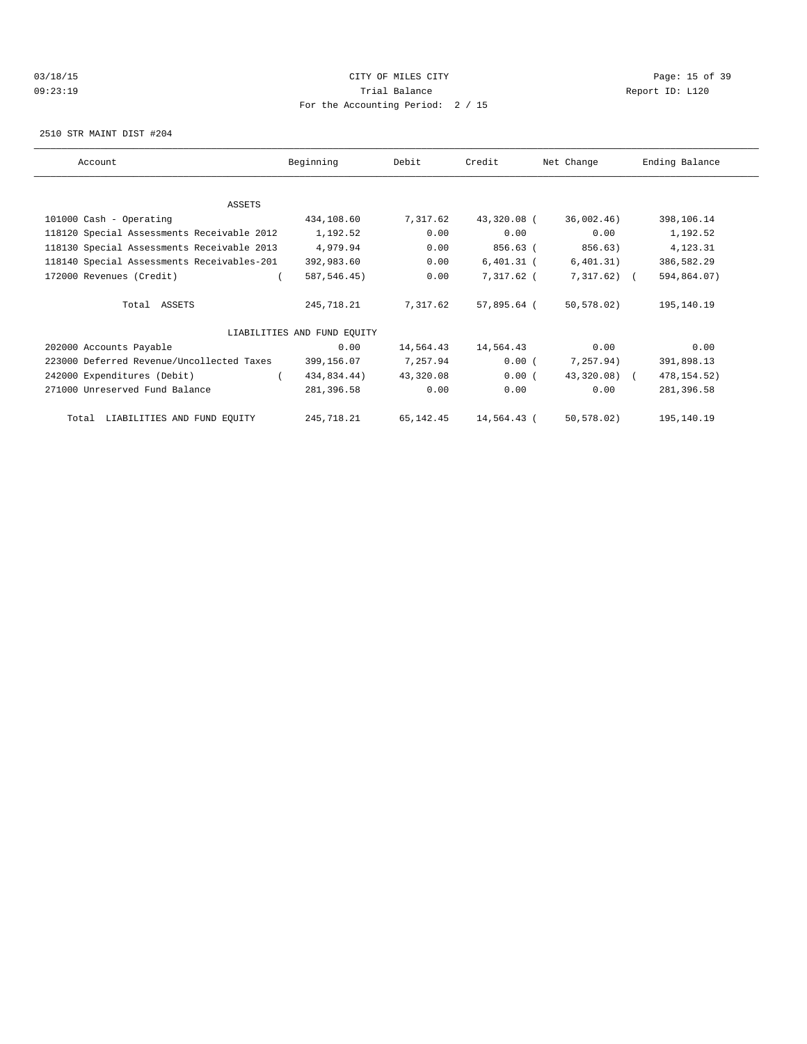03/18/15 CITY OF MILES CITY
09:23:19 Trial Balance Report ID: L120
For the Accounting Period: 2 / 15

2510 STR MAINT DIST #204

| Account | Beginning | Debit | Credit | Net Change | Ending Balance |
|---|---|---|---|---|---|
| ASSETS | | | | | |
| 101000 Cash - Operating | 434,108.60 | 7,317.62 | 43,320.08 | ( 36,002.46) | 398,106.14 |
| 118120 Special Assessments Receivable 2012 | 1,192.52 | 0.00 | 0.00 | 0.00 | 1,192.52 |
| 118130 Special Assessments Receivable 2013 | 4,979.94 | 0.00 | 856.63 | ( 856.63) | 4,123.31 |
| 118140 Special Assessments Receivables-201 | 392,983.60 | 0.00 | 6,401.31 | ( 6,401.31) | 386,582.29 |
| 172000 Revenues (Credit) | ( 587,546.45) | 0.00 | 7,317.62 | ( 7,317.62) | ( 594,864.07) |
| Total ASSETS | 245,718.21 | 7,317.62 | 57,895.64 | ( 50,578.02) | 195,140.19 |
| LIABILITIES AND FUND EQUITY | | | | | |
| 202000 Accounts Payable | 0.00 | 14,564.43 | 14,564.43 | 0.00 | 0.00 |
| 223000 Deferred Revenue/Uncollected Taxes | 399,156.07 | 7,257.94 | 0.00 | ( 7,257.94) | 391,898.13 |
| 242000 Expenditures (Debit) | ( 434,834.44) | 43,320.08 | 0.00 | ( 43,320.08) | ( 478,154.52) |
| 271000 Unreserved Fund Balance | 281,396.58 | 0.00 | 0.00 | 0.00 | 281,396.58 |
| Total LIABILITIES AND FUND EQUITY | 245,718.21 | 65,142.45 | 14,564.43 | ( 50,578.02) | 195,140.19 |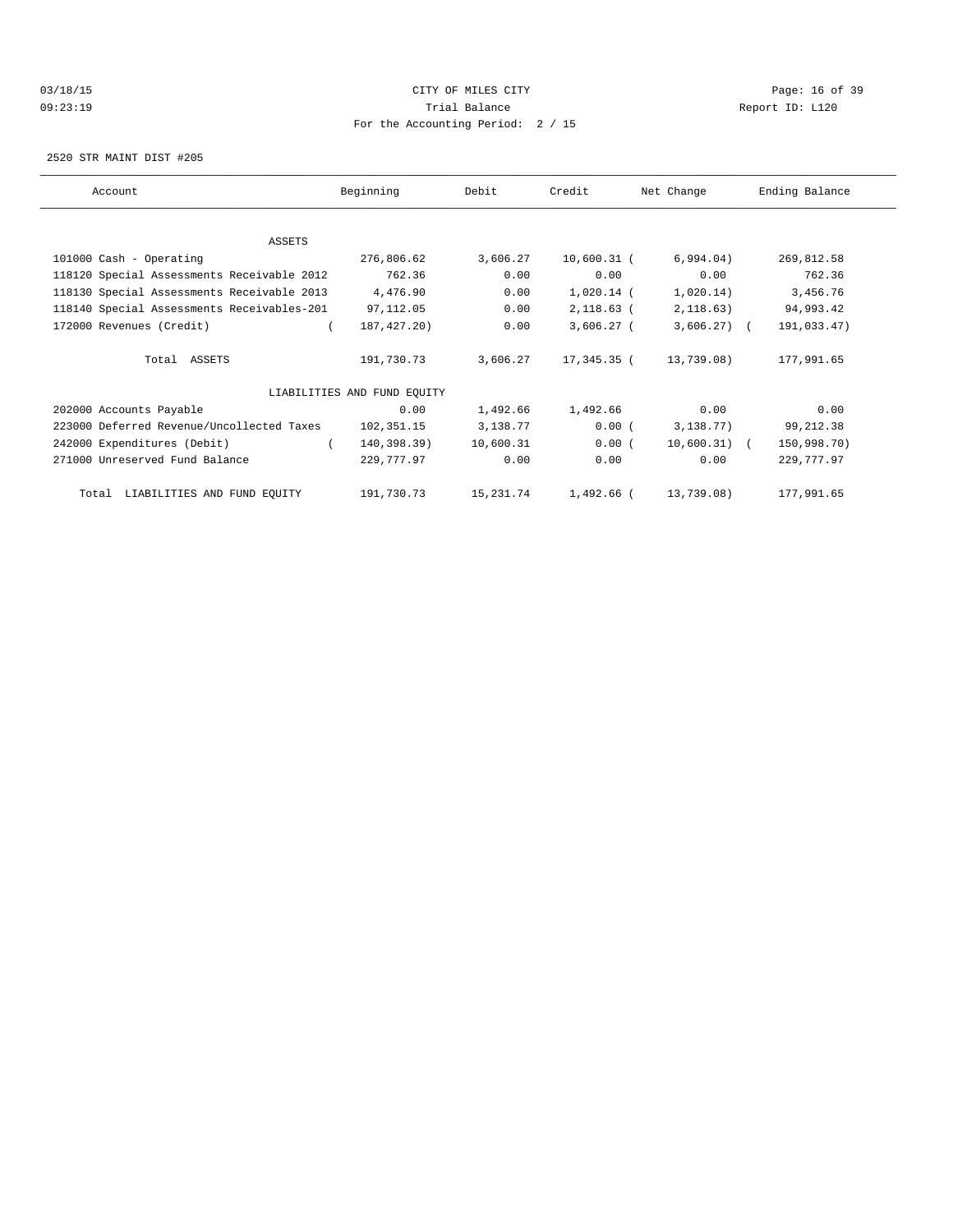03/18/15 CITY OF MILES CITY
09:23:19 Trial Balance Report ID: L120
For the Accounting Period: 2 / 15

2520 STR MAINT DIST #205

| Account | Beginning | Debit | Credit | Net Change | Ending Balance |
|---|---|---|---|---|---|
| ASSETS | | | | | |
| 101000 Cash - Operating | 276,806.62 | 3,606.27 | 10,600.31 | ( 6,994.04) | 269,812.58 |
| 118120 Special Assessments Receivable 2012 | 762.36 | 0.00 | 0.00 | 0.00 | 762.36 |
| 118130 Special Assessments Receivable 2013 | 4,476.90 | 0.00 | 1,020.14 | ( 1,020.14) | 3,456.76 |
| 118140 Special Assessments Receivables-201 | 97,112.05 | 0.00 | 2,118.63 | ( 2,118.63) | 94,993.42 |
| 172000 Revenues (Credit) | ( 187,427.20) | 0.00 | 3,606.27 | ( 3,606.27) | ( 191,033.47) |
| Total ASSETS | 191,730.73 | 3,606.27 | 17,345.35 | ( 13,739.08) | 177,991.65 |
| LIABILITIES AND FUND EQUITY | | | | | |
| 202000 Accounts Payable | 0.00 | 1,492.66 | 1,492.66 | 0.00 | 0.00 |
| 223000 Deferred Revenue/Uncollected Taxes | 102,351.15 | 3,138.77 | 0.00 | ( 3,138.77) | 99,212.38 |
| 242000 Expenditures (Debit) | ( 140,398.39) | 10,600.31 | 0.00 | ( 10,600.31) | ( 150,998.70) |
| 271000 Unreserved Fund Balance | 229,777.97 | 0.00 | 0.00 | 0.00 | 229,777.97 |
| Total LIABILITIES AND FUND EQUITY | 191,730.73 | 15,231.74 | 1,492.66 | ( 13,739.08) | 177,991.65 |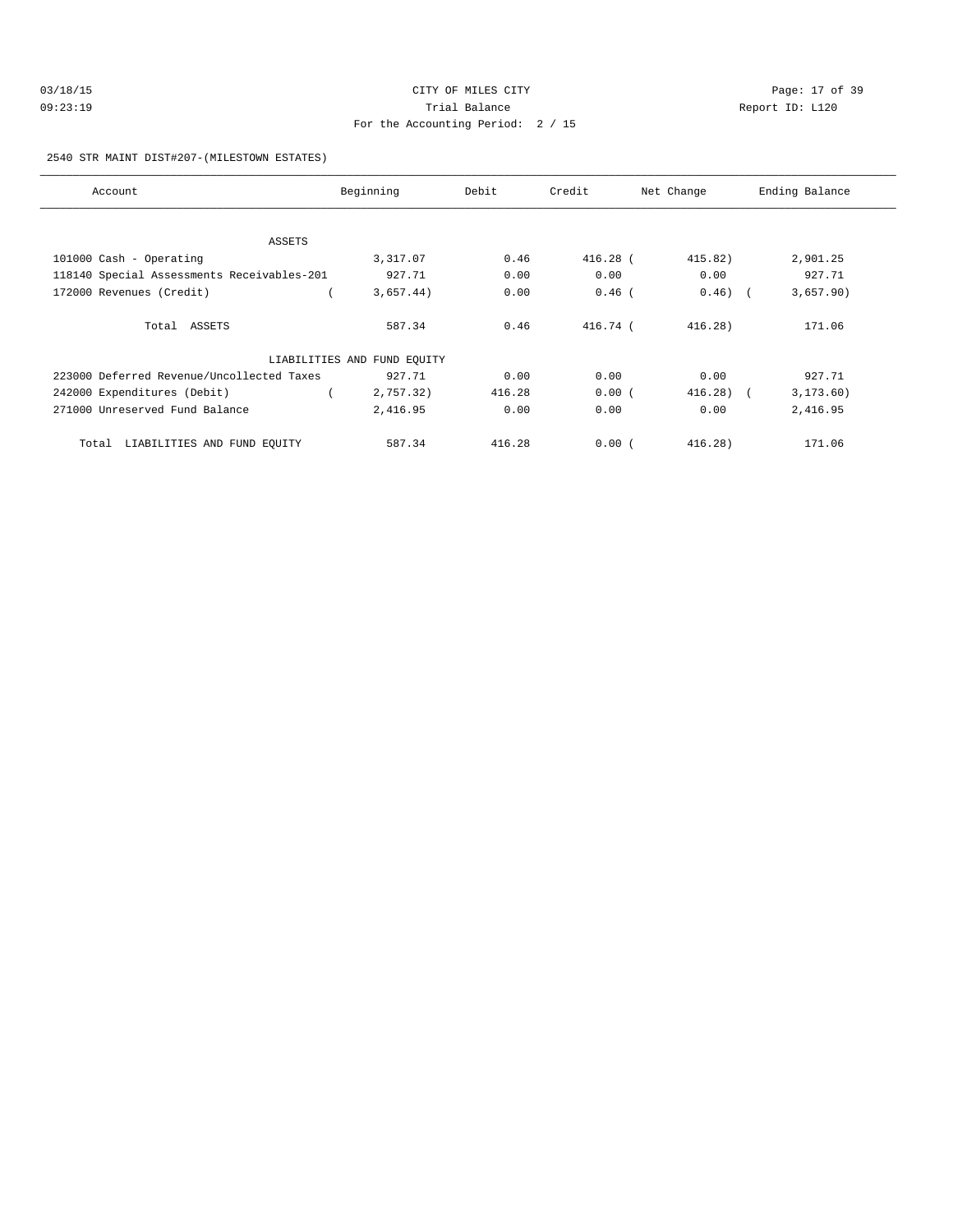CITY OF MILES CITY
Trial Balance
For the Accounting Period: 2 / 15

03/18/15
09:23:19

Report ID: L120

2540 STR MAINT DIST#207-(MILESTOWN ESTATES)

| Account | Beginning | Debit | Credit | Net Change | Ending Balance |
|---|---|---|---|---|---|
| ASSETS | | | | | |
| 101000 Cash - Operating | 3,317.07 | 0.46 | 416.28 | (415.82) | 2,901.25 |
| 118140 Special Assessments Receivables-201 | 927.71 | 0.00 | 0.00 | 0.00 | 927.71 |
| 172000 Revenues (Credit) | (3,657.44) | 0.00 | 0.46 | (0.46) | (3,657.90) |
| Total ASSETS | 587.34 | 0.46 | 416.74 | (416.28) | 171.06 |
| LIABILITIES AND FUND EQUITY | | | | | |
| 223000 Deferred Revenue/Uncollected Taxes | 927.71 | 0.00 | 0.00 | 0.00 | 927.71 |
| 242000 Expenditures (Debit) | (2,757.32) | 416.28 | 0.00 | (416.28) | (3,173.60) |
| 271000 Unreserved Fund Balance | 2,416.95 | 0.00 | 0.00 | 0.00 | 2,416.95 |
| Total LIABILITIES AND FUND EQUITY | 587.34 | 416.28 | 0.00 | (416.28) | 171.06 |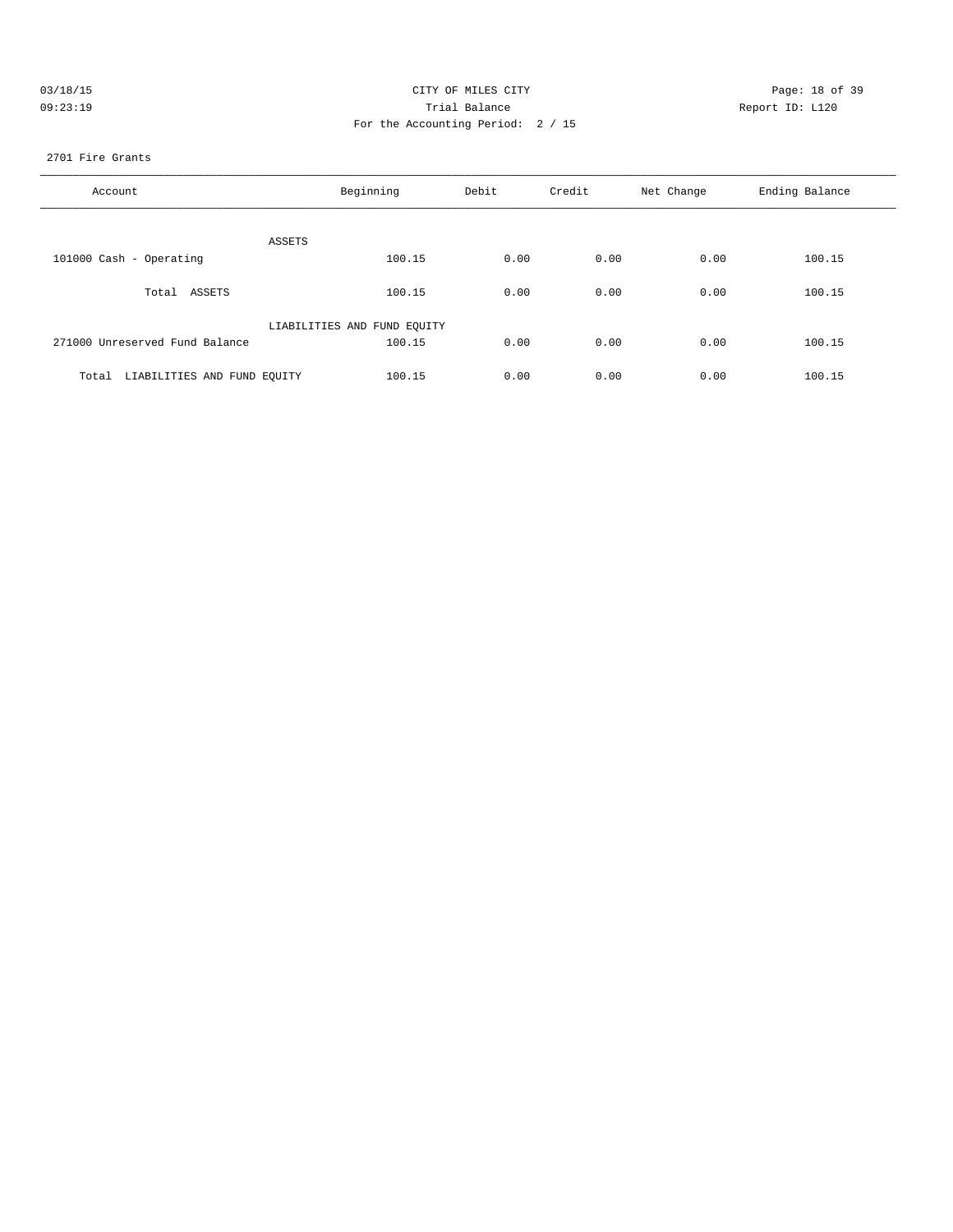CITY OF MILES CITY
Trial Balance
For the Accounting Period: 2 / 15

03/18/15
09:23:19

Report ID: L120

2701 Fire Grants

| Account | Beginning | Debit | Credit | Net Change | Ending Balance |
|---|---|---|---|---|---|
| ASSETS | | | | | |
| 101000 Cash - Operating | 100.15 | 0.00 | 0.00 | 0.00 | 100.15 |
| Total ASSETS | 100.15 | 0.00 | 0.00 | 0.00 | 100.15 |
| LIABILITIES AND FUND EQUITY | | | | | |
| 271000 Unreserved Fund Balance | 100.15 | 0.00 | 0.00 | 0.00 | 100.15 |
| Total LIABILITIES AND FUND EQUITY | 100.15 | 0.00 | 0.00 | 0.00 | 100.15 |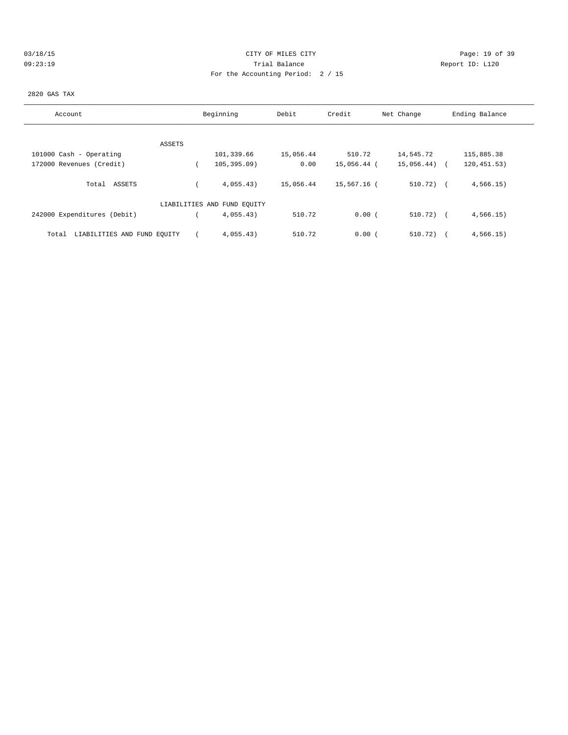CITY OF MILES CITY

Trial Balance

For the Accounting Period: 2 / 15

03/18/15
09:23:19

Report ID: L120

2820 GAS TAX

| Account | Beginning | Debit | Credit | Net Change | Ending Balance |
|---|---|---|---|---|---|
| ASSETS | | | | | |
| 101000 Cash - Operating | 101,339.66 | 15,056.44 | 510.72 | 14,545.72 | 115,885.38 |
| 172000 Revenues (Credit) | ( 105,395.09) | 0.00 | 15,056.44 | ( 15,056.44) | ( 120,451.53) |
| Total ASSETS | ( 4,055.43) | 15,056.44 | 15,567.16 | ( 510.72) | ( 4,566.15) |
| LIABILITIES AND FUND EQUITY | | | | | |
| 242000 Expenditures (Debit) | ( 4,055.43) | 510.72 | 0.00 | ( 510.72) | ( 4,566.15) |
| Total LIABILITIES AND FUND EQUITY | ( 4,055.43) | 510.72 | 0.00 | ( 510.72) | ( 4,566.15) |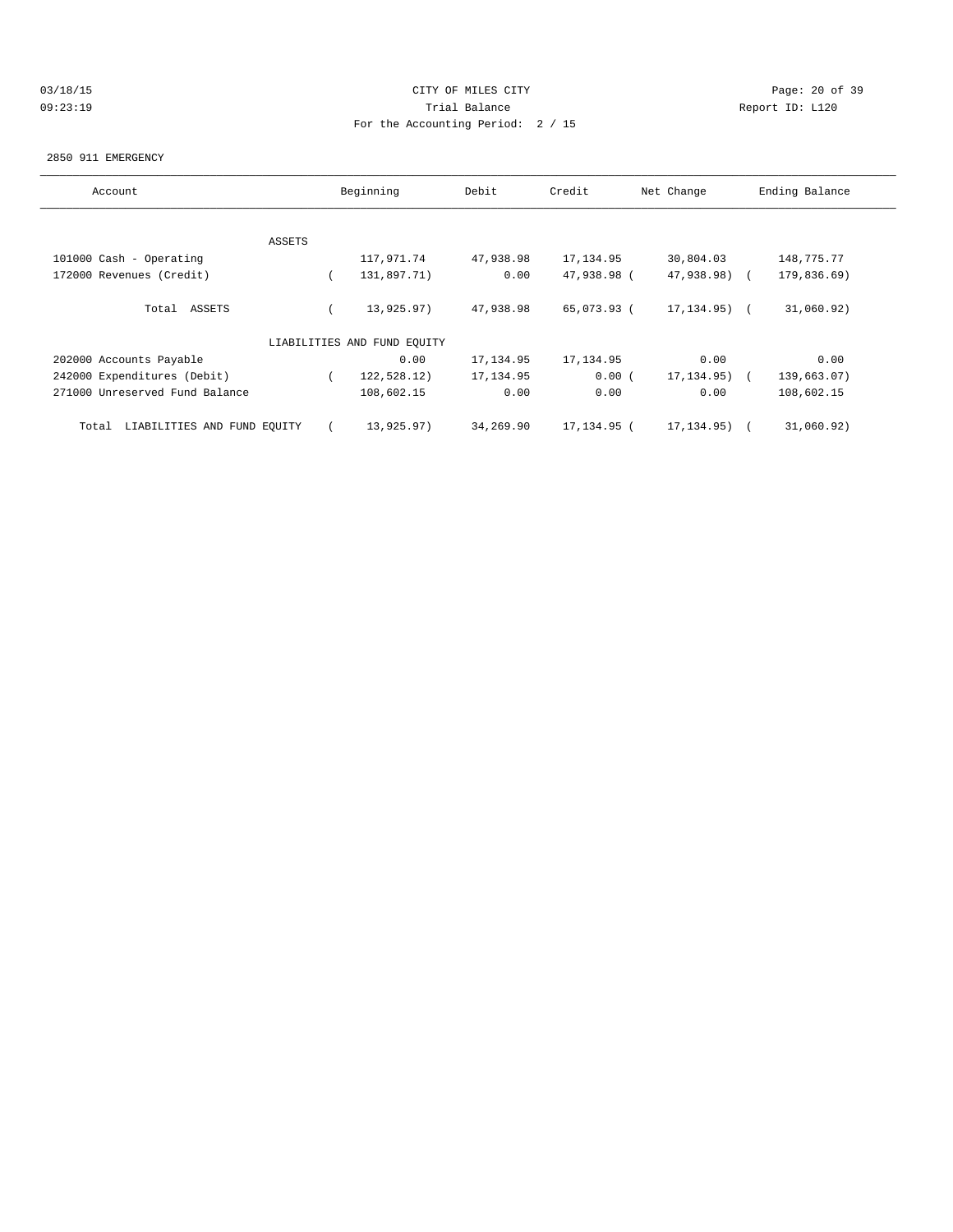CITY OF MILES CITY

Trial Balance

For the Accounting Period: 2 / 15

03/18/15 09:23:19 Report ID: L120

2850 911 EMERGENCY

| Account | Beginning | Debit | Credit | Net Change | Ending Balance |
|---|---|---|---|---|---|
| ASSETS | | | | | |
| 101000 Cash - Operating | 117,971.74 | 47,938.98 | 17,134.95 | 30,804.03 | 148,775.77 |
| 172000 Revenues (Credit) | ( 131,897.71) | 0.00 | 47,938.98 | ( 47,938.98) | ( 179,836.69) |
| Total ASSETS | ( 13,925.97) | 47,938.98 | 65,073.93 | ( 17,134.95) | ( 31,060.92) |
| LIABILITIES AND FUND EQUITY | | | | | |
| 202000 Accounts Payable | 0.00 | 17,134.95 | 17,134.95 | 0.00 | 0.00 |
| 242000 Expenditures (Debit) | ( 122,528.12) | 17,134.95 | 0.00 | ( 17,134.95) | ( 139,663.07) |
| 271000 Unreserved Fund Balance | 108,602.15 | 0.00 | 0.00 | 0.00 | 108,602.15 |
| Total LIABILITIES AND FUND EQUITY | ( 13,925.97) | 34,269.90 | 17,134.95 | ( 17,134.95) | ( 31,060.92) |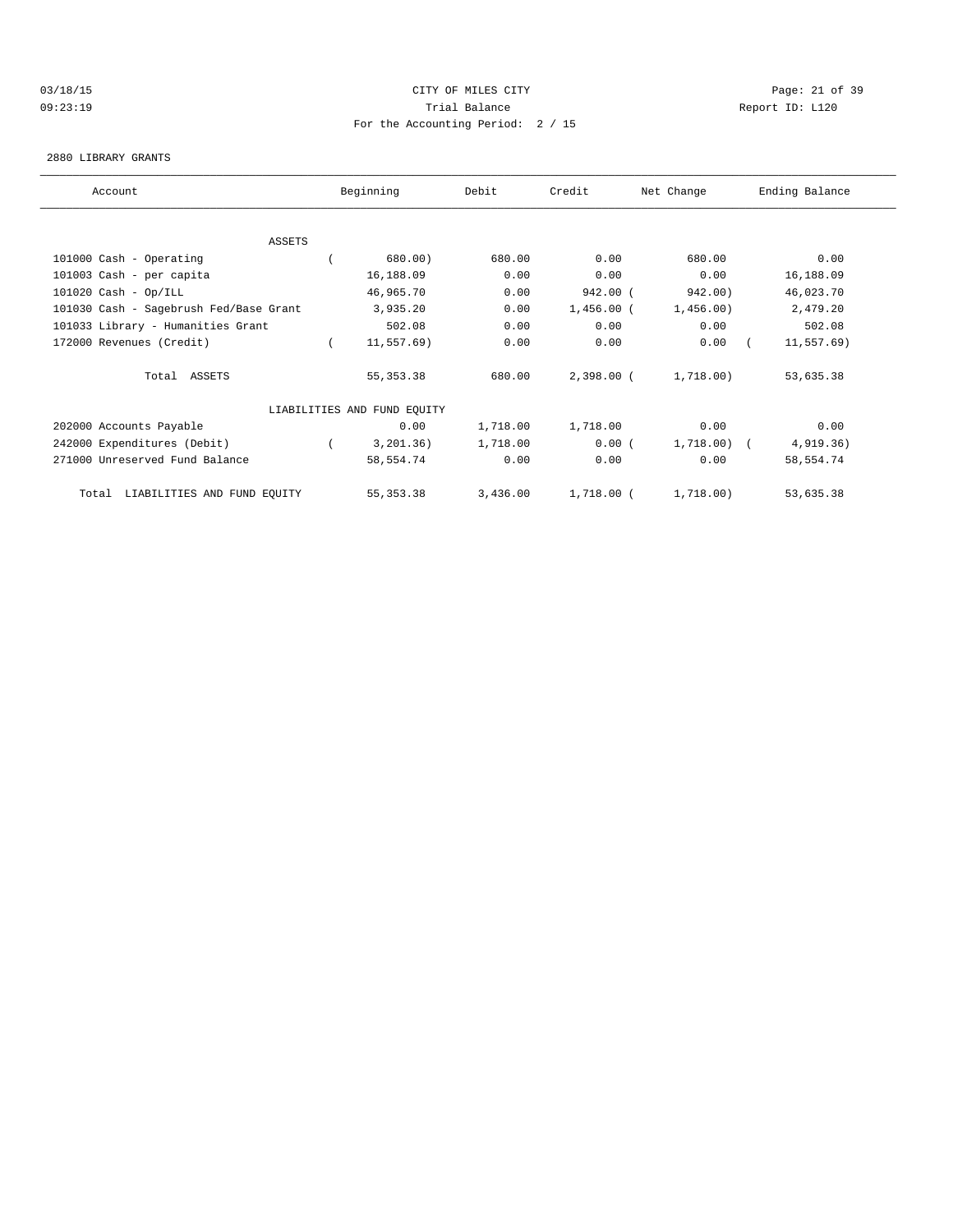CITY OF MILES CITY
Trial Balance
For the Accounting Period: 2 / 15

03/18/15
09:23:19

Report ID: L120

2880 LIBRARY GRANTS

| Account | Beginning | Debit | Credit | Net Change | Ending Balance |
|---|---|---|---|---|---|
| **ASSETS** | | | | | |
| 101000 Cash - Operating | ( 680.00) | 680.00 | 0.00 | 680.00 | 0.00 |
| 101003 Cash - per capita | 16,188.09 | 0.00 | 0.00 | 0.00 | 16,188.09 |
| 101020 Cash - Op/ILL | 46,965.70 | 0.00 | 942.00 | ( 942.00) | 46,023.70 |
| 101030 Cash - Sagebrush Fed/Base Grant | 3,935.20 | 0.00 | 1,456.00 | ( 1,456.00) | 2,479.20 |
| 101033 Library - Humanities Grant | 502.08 | 0.00 | 0.00 | 0.00 | 502.08 |
| 172000 Revenues (Credit) | ( 11,557.69) | 0.00 | 0.00 | 0.00 | ( 11,557.69) |
| Total ASSETS | 55,353.38 | 680.00 | 2,398.00 | ( 1,718.00) | 53,635.38 |
| **LIABILITIES AND FUND EQUITY** | | | | | |
| 202000 Accounts Payable | 0.00 | 1,718.00 | 1,718.00 | 0.00 | 0.00 |
| 242000 Expenditures (Debit) | ( 3,201.36) | 1,718.00 | 0.00 | ( 1,718.00) | ( 4,919.36) |
| 271000 Unreserved Fund Balance | 58,554.74 | 0.00 | 0.00 | 0.00 | 58,554.74 |
| Total LIABILITIES AND FUND EQUITY | 55,353.38 | 3,436.00 | 1,718.00 | ( 1,718.00) | 53,635.38 |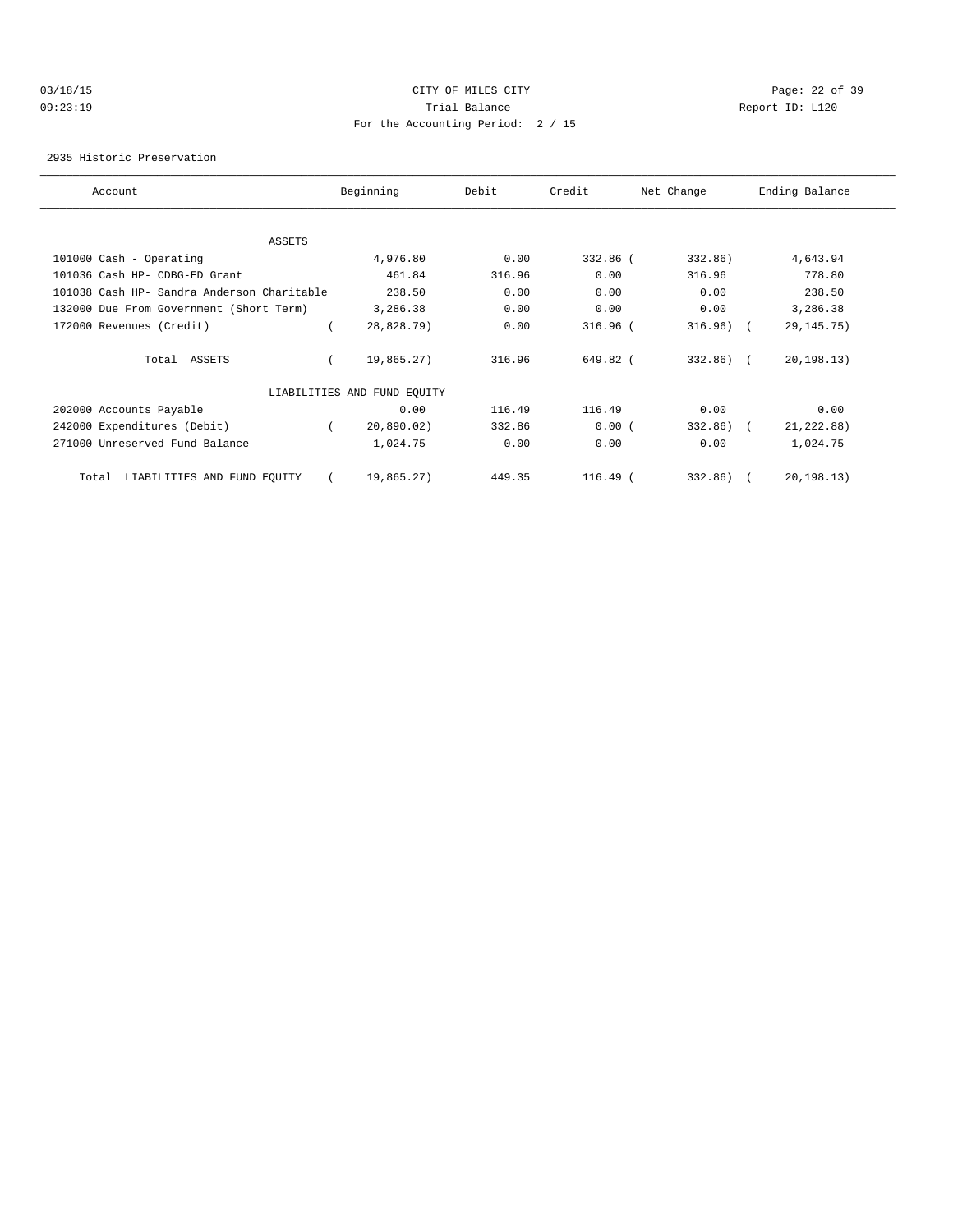03/18/15 CITY OF MILES CITY
09:23:19 Trial Balance Report ID: L120
For the Accounting Period: 2 / 15

2935 Historic Preservation

| Account | Beginning | Debit | Credit | Net Change | Ending Balance |
|---|---|---|---|---|---|
| ASSETS | | | | | |
| 101000 Cash - Operating | 4,976.80 | 0.00 | 332.86 | ( 332.86) | 4,643.94 |
| 101036 Cash HP- CDBG-ED Grant | 461.84 | 316.96 | 0.00 | 316.96 | 778.80 |
| 101038 Cash HP- Sandra Anderson Charitable | 238.50 | 0.00 | 0.00 | 0.00 | 238.50 |
| 132000 Due From Government (Short Term) | 3,286.38 | 0.00 | 0.00 | 0.00 | 3,286.38 |
| 172000 Revenues (Credit) | ( 28,828.79) | 0.00 | 316.96 | ( 316.96) | ( 29,145.75) |
| Total ASSETS | ( 19,865.27) | 316.96 | 649.82 | ( 332.86) | ( 20,198.13) |
| LIABILITIES AND FUND EQUITY | | | | | |
| 202000 Accounts Payable | 0.00 | 116.49 | 116.49 | 0.00 | 0.00 |
| 242000 Expenditures (Debit) | ( 20,890.02) | 332.86 | 0.00 | ( 332.86) | ( 21,222.88) |
| 271000 Unreserved Fund Balance | 1,024.75 | 0.00 | 0.00 | 0.00 | 1,024.75 |
| Total LIABILITIES AND FUND EQUITY | ( 19,865.27) | 449.35 | 116.49 | ( 332.86) | ( 20,198.13) |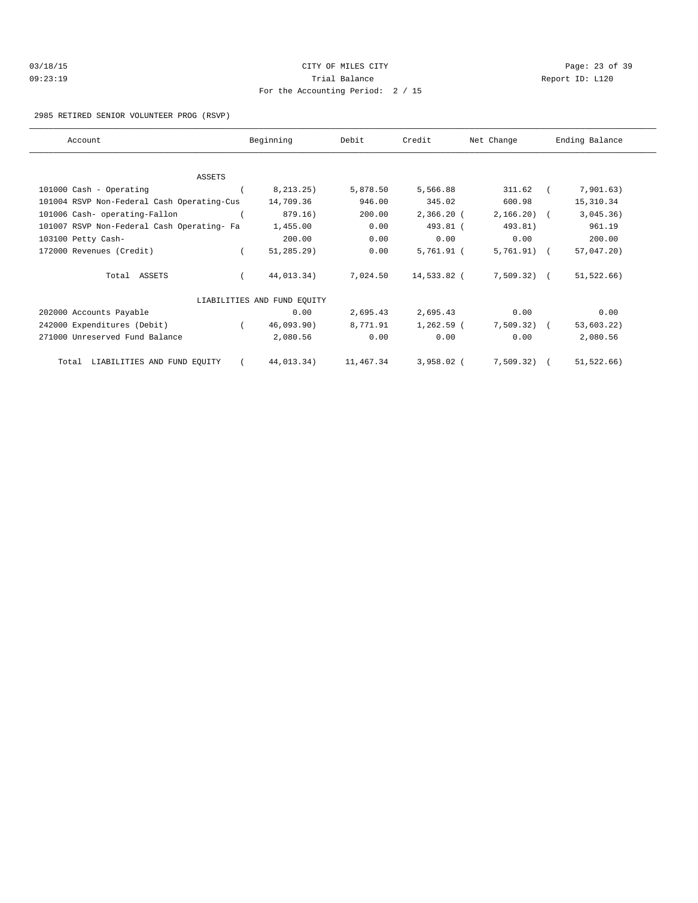CITY OF MILES CITY
Trial Balance
For the Accounting Period: 2 / 15

2985 RETIRED SENIOR VOLUNTEER PROG (RSVP)

| Account | Beginning | Debit | Credit | Net Change | Ending Balance |
|---|---|---|---|---|---|
| ASSETS | | | | | |
| 101000 Cash - Operating | (8,213.25) | 5,878.50 | 5,566.88 | 311.62 | (7,901.63) |
| 101004 RSVP Non-Federal Cash Operating-Cus | 14,709.36 | 946.00 | 345.02 | 600.98 | 15,310.34 |
| 101006 Cash- operating-Fallon | (879.16) | 200.00 | 2,366.20 | (2,166.20) | (3,045.36) |
| 101007 RSVP Non-Federal Cash Operating- Fa | 1,455.00 | 0.00 | 493.81 | (493.81) | 961.19 |
| 103100 Petty Cash- | 200.00 | 0.00 | 0.00 | 0.00 | 200.00 |
| 172000 Revenues (Credit) | (51,285.29) | 0.00 | 5,761.91 | (5,761.91) | (57,047.20) |
| Total ASSETS | (44,013.34) | 7,024.50 | 14,533.82 | (7,509.32) | (51,522.66) |
| LIABILITIES AND FUND EQUITY | | | | | |
| 202000 Accounts Payable | 0.00 | 2,695.43 | 2,695.43 | 0.00 | 0.00 |
| 242000 Expenditures (Debit) | (46,093.90) | 8,771.91 | 1,262.59 | (7,509.32) | (53,603.22) |
| 271000 Unreserved Fund Balance | 2,080.56 | 0.00 | 0.00 | 0.00 | 2,080.56 |
| Total LIABILITIES AND FUND EQUITY | (44,013.34) | 11,467.34 | 3,958.02 | (7,509.32) | (51,522.66) |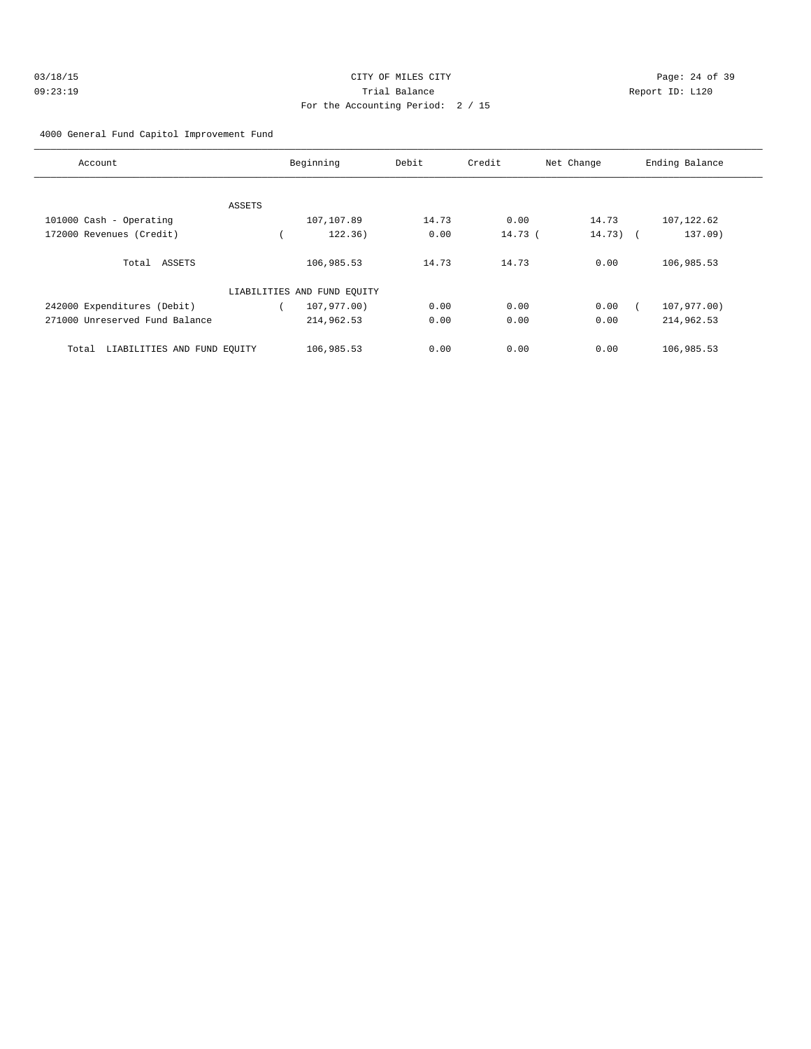CITY OF MILES CITY

Trial Balance

For the Accounting Period: 2 / 15

03/18/15
09:23:19

Report ID: L120

4000 General Fund Capitol Improvement Fund

| Account | Beginning | Debit | Credit | Net Change | Ending Balance |
|---|---|---|---|---|---|
| ASSETS | | | | | |
| 101000 Cash - Operating | 107,107.89 | 14.73 | 0.00 | 14.73 | 107,122.62 |
| 172000 Revenues (Credit) | ( 122.36) | 0.00 | 14.73 | ( 14.73) | ( 137.09) |
| Total ASSETS | 106,985.53 | 14.73 | 14.73 | 0.00 | 106,985.53 |
| LIABILITIES AND FUND EQUITY | | | | | |
| 242000 Expenditures (Debit) | ( 107,977.00) | 0.00 | 0.00 | 0.00 | ( 107,977.00) |
| 271000 Unreserved Fund Balance | 214,962.53 | 0.00 | 0.00 | 0.00 | 214,962.53 |
| Total LIABILITIES AND FUND EQUITY | 106,985.53 | 0.00 | 0.00 | 0.00 | 106,985.53 |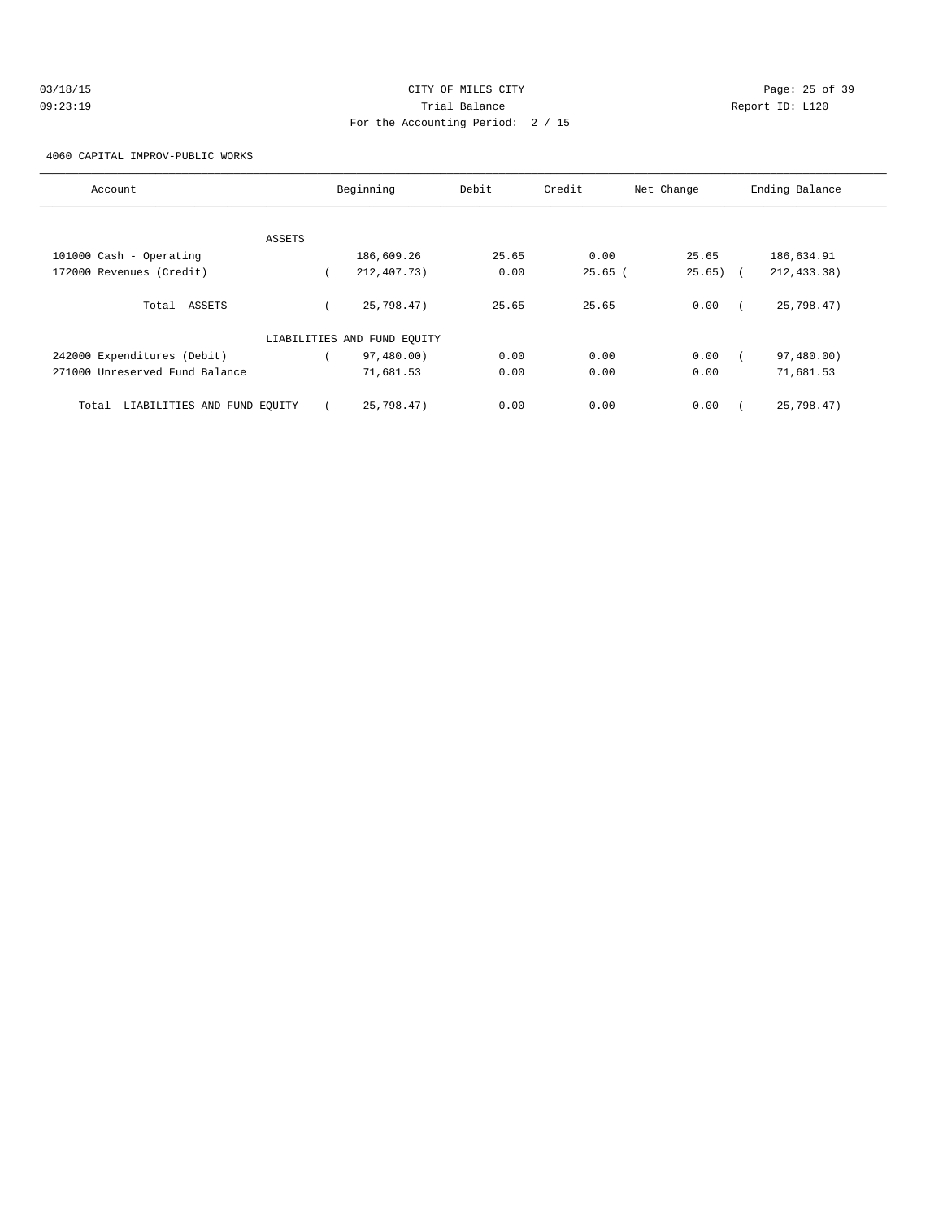CITY OF MILES CITY

Trial Balance

For the Accounting Period: 2 / 15

4060 CAPITAL IMPROV-PUBLIC WORKS

| Account | Beginning | Debit | Credit | Net Change | Ending Balance |
|---|---|---|---|---|---|
| ASSETS | | | | | |
| 101000 Cash - Operating | 186,609.26 | 25.65 | 0.00 | 25.65 | 186,634.91 |
| 172000 Revenues (Credit) | ( 212,407.73) | 0.00 | 25.65 | ( 25.65) | ( 212,433.38) |
| Total ASSETS | ( 25,798.47) | 25.65 | 25.65 | 0.00 | ( 25,798.47) |
| LIABILITIES AND FUND EQUITY | | | | | |
| 242000 Expenditures (Debit) | ( 97,480.00) | 0.00 | 0.00 | 0.00 | ( 97,480.00) |
| 271000 Unreserved Fund Balance | 71,681.53 | 0.00 | 0.00 | 0.00 | 71,681.53 |
| Total LIABILITIES AND FUND EQUITY | ( 25,798.47) | 0.00 | 0.00 | 0.00 | ( 25,798.47) |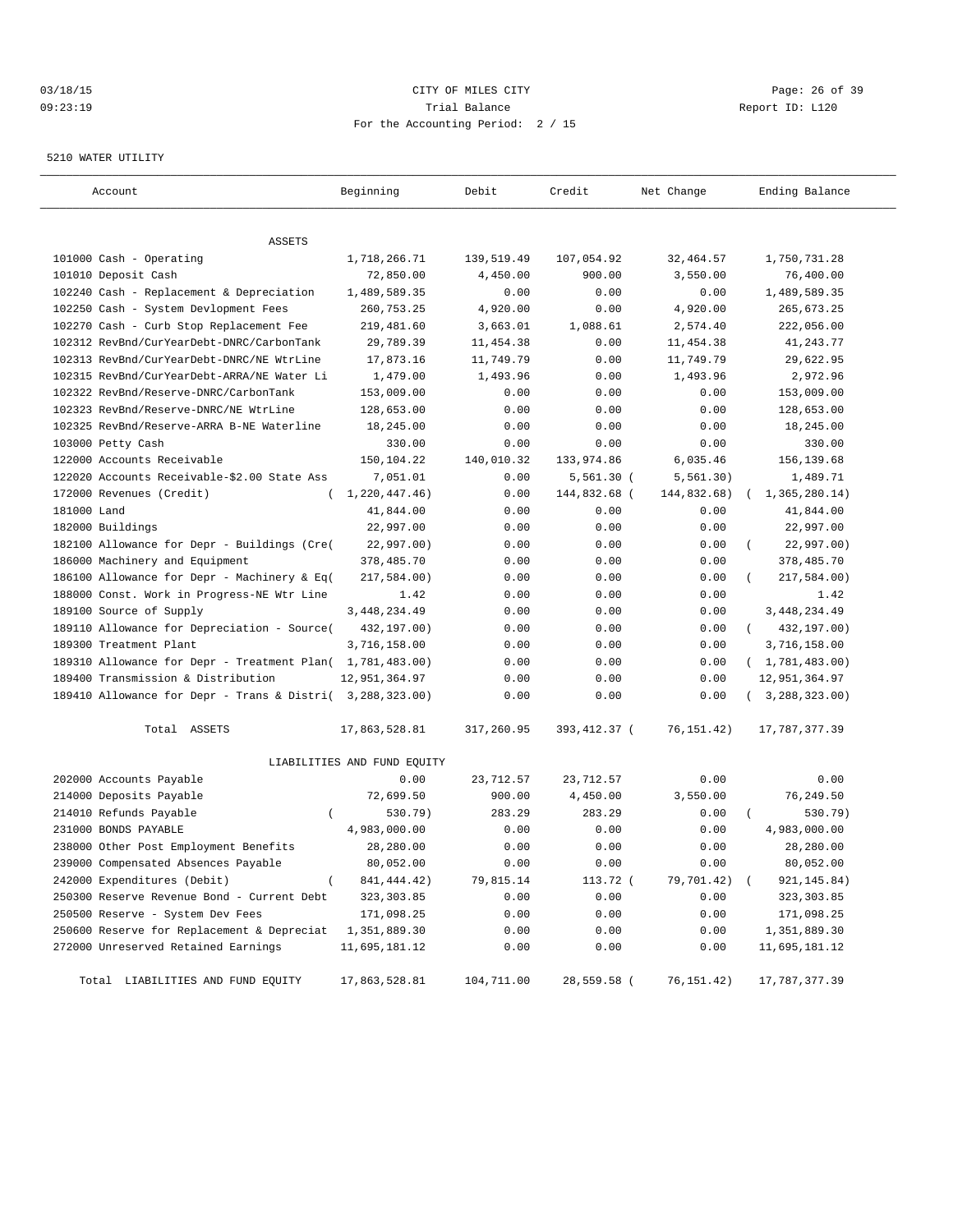CITY OF MILES CITY
Trial Balance
For the Accounting Period: 2 / 15

03/18/15
09:23:19

Report ID: L120

5210 WATER UTILITY

| Account | Beginning | Debit | Credit | Net Change | Ending Balance |
|---|---|---|---|---|---|
| **ASSETS** | | | | | |
| 101000 Cash - Operating | 1,718,266.71 | 139,519.49 | 107,054.92 | 32,464.57 | 1,750,731.28 |
| 101010 Deposit Cash | 72,850.00 | 4,450.00 | 900.00 | 3,550.00 | 76,400.00 |
| 102240 Cash - Replacement & Depreciation | 1,489,589.35 | 0.00 | 0.00 | 0.00 | 1,489,589.35 |
| 102250 Cash - System Devlopment Fees | 260,753.25 | 4,920.00 | 0.00 | 4,920.00 | 265,673.25 |
| 102270 Cash - Curb Stop Replacement Fee | 219,481.60 | 3,663.01 | 1,088.61 | 2,574.40 | 222,056.00 |
| 102312 RevBnd/CurYearDebt-DNRC/CarbonTank | 29,789.39 | 11,454.38 | 0.00 | 11,454.38 | 41,243.77 |
| 102313 RevBnd/CurYearDebt-DNRC/NE WtrLine | 17,873.16 | 11,749.79 | 0.00 | 11,749.79 | 29,622.95 |
| 102315 RevBnd/CurYearDebt-ARRA/NE Water Li | 1,479.00 | 1,493.96 | 0.00 | 1,493.96 | 2,972.96 |
| 102322 RevBnd/Reserve-DNRC/CarbonTank | 153,009.00 | 0.00 | 0.00 | 0.00 | 153,009.00 |
| 102323 RevBnd/Reserve-DNRC/NE WtrLine | 128,653.00 | 0.00 | 0.00 | 0.00 | 128,653.00 |
| 102325 RevBnd/Reserve-ARRA B-NE Waterline | 18,245.00 | 0.00 | 0.00 | 0.00 | 18,245.00 |
| 103000 Petty Cash | 330.00 | 0.00 | 0.00 | 0.00 | 330.00 |
| 122000 Accounts Receivable | 150,104.22 | 140,010.32 | 133,974.86 | 6,035.46 | 156,139.68 |
| 122020 Accounts Receivable-$2.00 State Ass | 7,051.01 | 0.00 | 5,561.30 | ( 5,561.30) | 1,489.71 |
| 172000 Revenues (Credit) | ( 1,220,447.46) | 0.00 | 144,832.68 | ( 144,832.68) | ( 1,365,280.14) |
| 181000 Land | 41,844.00 | 0.00 | 0.00 | 0.00 | 41,844.00 |
| 182000 Buildings | 22,997.00 | 0.00 | 0.00 | 0.00 | 22,997.00 |
| 182100 Allowance for Depr - Buildings (Cre | ( 22,997.00) | 0.00 | 0.00 | 0.00 | ( 22,997.00) |
| 186000 Machinery and Equipment | 378,485.70 | 0.00 | 0.00 | 0.00 | 378,485.70 |
| 186100 Allowance for Depr - Machinery & Eq | ( 217,584.00) | 0.00 | 0.00 | 0.00 | ( 217,584.00) |
| 188000 Const. Work in Progress-NE Wtr Line | 1.42 | 0.00 | 0.00 | 0.00 | 1.42 |
| 189100 Source of Supply | 3,448,234.49 | 0.00 | 0.00 | 0.00 | 3,448,234.49 |
| 189110 Allowance for Depreciation - Source | ( 432,197.00) | 0.00 | 0.00 | 0.00 | ( 432,197.00) |
| 189300 Treatment Plant | 3,716,158.00 | 0.00 | 0.00 | 0.00 | 3,716,158.00 |
| 189310 Allowance for Depr - Treatment Plan | ( 1,781,483.00) | 0.00 | 0.00 | 0.00 | ( 1,781,483.00) |
| 189400 Transmission & Distribution | 12,951,364.97 | 0.00 | 0.00 | 0.00 | 12,951,364.97 |
| 189410 Allowance for Depr - Trans & Distri | ( 3,288,323.00) | 0.00 | 0.00 | 0.00 | ( 3,288,323.00) |
| Total ASSETS | 17,863,528.81 | 317,260.95 | 393,412.37 | ( 76,151.42) | 17,787,377.39 |
| **LIABILITIES AND FUND EQUITY** | | | | | |
| 202000 Accounts Payable | 0.00 | 23,712.57 | 23,712.57 | 0.00 | 0.00 |
| 214000 Deposits Payable | 72,699.50 | 900.00 | 4,450.00 | 3,550.00 | 76,249.50 |
| 214010 Refunds Payable | ( 530.79) | 283.29 | 283.29 | 0.00 | ( 530.79) |
| 231000 BONDS PAYABLE | 4,983,000.00 | 0.00 | 0.00 | 0.00 | 4,983,000.00 |
| 238000 Other Post Employment Benefits | 28,280.00 | 0.00 | 0.00 | 0.00 | 28,280.00 |
| 239000 Compensated Absences Payable | 80,052.00 | 0.00 | 0.00 | 0.00 | 80,052.00 |
| 242000 Expenditures (Debit) | ( 841,444.42) | 79,815.14 | 113.72 | ( 79,701.42) | ( 921,145.84) |
| 250300 Reserve Revenue Bond - Current Debt | 323,303.85 | 0.00 | 0.00 | 0.00 | 323,303.85 |
| 250500 Reserve - System Dev Fees | 171,098.25 | 0.00 | 0.00 | 0.00 | 171,098.25 |
| 250600 Reserve for Replacement & Depreciat | 1,351,889.30 | 0.00 | 0.00 | 0.00 | 1,351,889.30 |
| 272000 Unreserved Retained Earnings | 11,695,181.12 | 0.00 | 0.00 | 0.00 | 11,695,181.12 |
| Total LIABILITIES AND FUND EQUITY | 17,863,528.81 | 104,711.00 | 28,559.58 | ( 76,151.42) | 17,787,377.39 |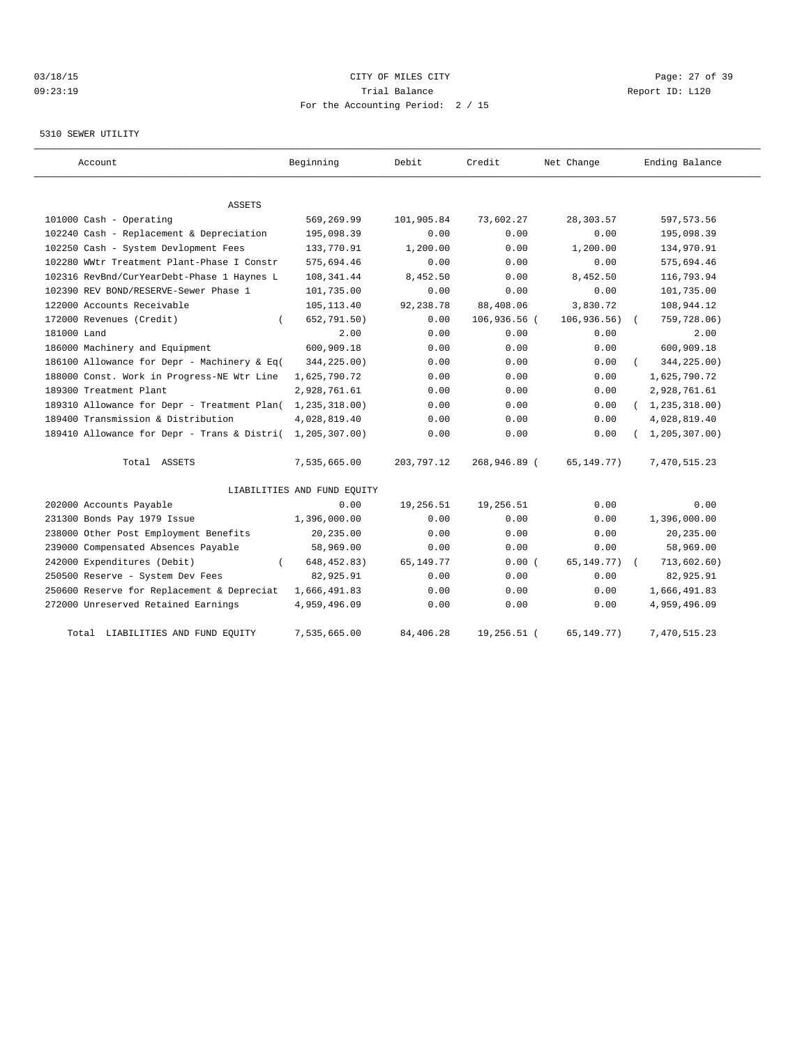CITY OF MILES CITY

Trial Balance

For the Accounting Period: 2 / 15

03/18/15 09:23:19 — Report ID: L120

5310 SEWER UTILITY

| Account | Beginning | Debit | Credit | Net Change | Ending Balance |
|---|---|---|---|---|---|
| **ASSETS** | | | | | |
| 101000 Cash - Operating | 569,269.99 | 101,905.84 | 73,602.27 | 28,303.57 | 597,573.56 |
| 102240 Cash - Replacement & Depreciation | 195,098.39 | 0.00 | 0.00 | 0.00 | 195,098.39 |
| 102250 Cash - System Devlopment Fees | 133,770.91 | 1,200.00 | 0.00 | 1,200.00 | 134,970.91 |
| 102280 WWtr Treatment Plant-Phase I Constr | 575,694.46 | 0.00 | 0.00 | 0.00 | 575,694.46 |
| 102316 RevBnd/CurYearDebt-Phase 1 Haynes L | 108,341.44 | 8,452.50 | 0.00 | 8,452.50 | 116,793.94 |
| 102390 REV BOND/RESERVE-Sewer Phase 1 | 101,735.00 | 0.00 | 0.00 | 0.00 | 101,735.00 |
| 122000 Accounts Receivable | 105,113.40 | 92,238.78 | 88,408.06 | 3,830.72 | 108,944.12 |
| 172000 Revenues (Credit) | ( 652,791.50) | 0.00 | 106,936.56 | ( 106,936.56) | ( 759,728.06) |
| 181000 Land | 2.00 | 0.00 | 0.00 | 0.00 | 2.00 |
| 186000 Machinery and Equipment | 600,909.18 | 0.00 | 0.00 | 0.00 | 600,909.18 |
| 186100 Allowance for Depr - Machinery & Eq | ( 344,225.00) | 0.00 | 0.00 | 0.00 | ( 344,225.00) |
| 188000 Const. Work in Progress-NE Wtr Line | 1,625,790.72 | 0.00 | 0.00 | 0.00 | 1,625,790.72 |
| 189300 Treatment Plant | 2,928,761.61 | 0.00 | 0.00 | 0.00 | 2,928,761.61 |
| 189310 Allowance for Depr - Treatment Plan | ( 1,235,318.00) | 0.00 | 0.00 | 0.00 | ( 1,235,318.00) |
| 189400 Transmission & Distribution | 4,028,819.40 | 0.00 | 0.00 | 0.00 | 4,028,819.40 |
| 189410 Allowance for Depr - Trans & Distri | ( 1,205,307.00) | 0.00 | 0.00 | 0.00 | ( 1,205,307.00) |
| Total ASSETS | 7,535,665.00 | 203,797.12 | 268,946.89 | ( 65,149.77) | 7,470,515.23 |
| **LIABILITIES AND FUND EQUITY** | | | | | |
| 202000 Accounts Payable | 0.00 | 19,256.51 | 19,256.51 | 0.00 | 0.00 |
| 231300 Bonds Pay 1979 Issue | 1,396,000.00 | 0.00 | 0.00 | 0.00 | 1,396,000.00 |
| 238000 Other Post Employment Benefits | 20,235.00 | 0.00 | 0.00 | 0.00 | 20,235.00 |
| 239000 Compensated Absences Payable | 58,969.00 | 0.00 | 0.00 | 0.00 | 58,969.00 |
| 242000 Expenditures (Debit) | ( 648,452.83) | 65,149.77 | 0.00 | ( 65,149.77) | ( 713,602.60) |
| 250500 Reserve - System Dev Fees | 82,925.91 | 0.00 | 0.00 | 0.00 | 82,925.91 |
| 250600 Reserve for Replacement & Depreciat | 1,666,491.83 | 0.00 | 0.00 | 0.00 | 1,666,491.83 |
| 272000 Unreserved Retained Earnings | 4,959,496.09 | 0.00 | 0.00 | 0.00 | 4,959,496.09 |
| Total LIABILITIES AND FUND EQUITY | 7,535,665.00 | 84,406.28 | 19,256.51 | ( 65,149.77) | 7,470,515.23 |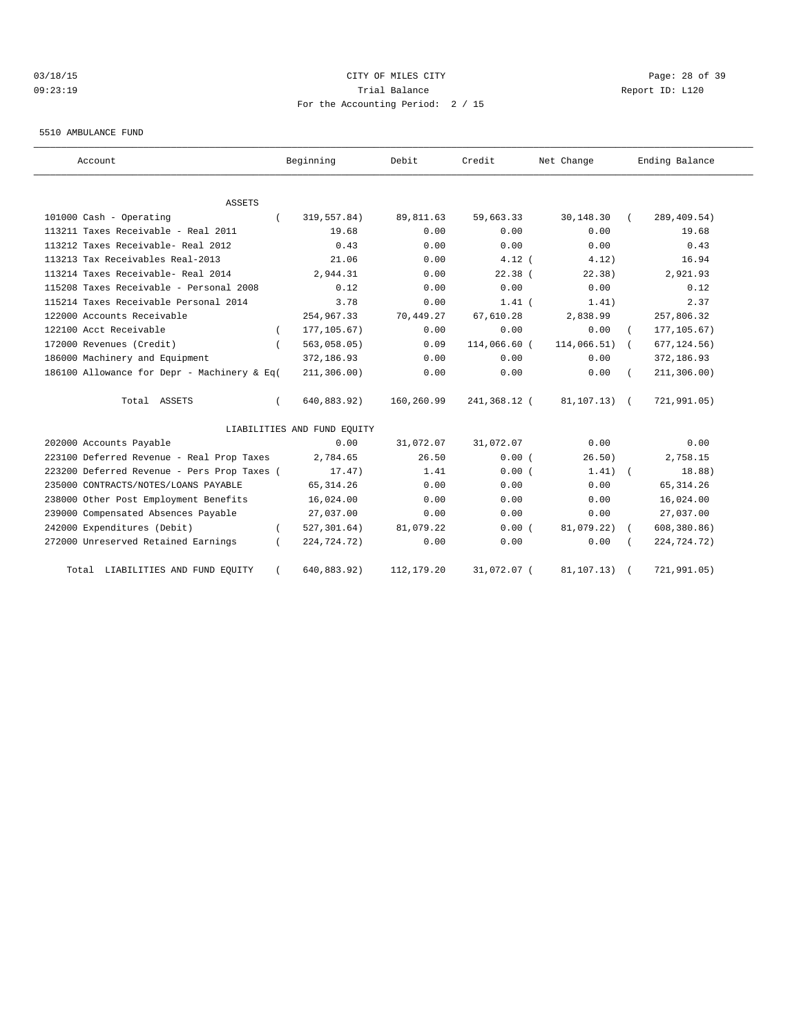CITY OF MILES CITY

Trial Balance

For the Accounting Period: 2 / 15

03/18/15 09:23:19 — Report ID: L120

5510 AMBULANCE FUND

| Account | Beginning | Debit | Credit | Net Change | Ending Balance |
|---|---|---|---|---|---|
| ASSETS | | | | | |
| 101000 Cash - Operating | ( 319,557.84) | 89,811.63 | 59,663.33 | 30,148.30 | ( 289,409.54) |
| 113211 Taxes Receivable - Real 2011 | 19.68 | 0.00 | 0.00 | 0.00 | 19.68 |
| 113212 Taxes Receivable- Real 2012 | 0.43 | 0.00 | 0.00 | 0.00 | 0.43 |
| 113213 Tax Receivables Real-2013 | 21.06 | 0.00 | 4.12 | ( 4.12) | 16.94 |
| 113214 Taxes Receivable- Real 2014 | 2,944.31 | 0.00 | 22.38 | ( 22.38) | 2,921.93 |
| 115208 Taxes Receivable - Personal 2008 | 0.12 | 0.00 | 0.00 | 0.00 | 0.12 |
| 115214 Taxes Receivable Personal 2014 | 3.78 | 0.00 | 1.41 | ( 1.41) | 2.37 |
| 122000 Accounts Receivable | 254,967.33 | 70,449.27 | 67,610.28 | 2,838.99 | 257,806.32 |
| 122100 Acct Receivable | ( 177,105.67) | 0.00 | 0.00 | 0.00 | ( 177,105.67) |
| 172000 Revenues (Credit) | ( 563,058.05) | 0.09 | 114,066.60 | ( 114,066.51) | ( 677,124.56) |
| 186000 Machinery and Equipment | 372,186.93 | 0.00 | 0.00 | 0.00 | 372,186.93 |
| 186100 Allowance for Depr - Machinery & Eq | ( 211,306.00) | 0.00 | 0.00 | 0.00 | ( 211,306.00) |
| Total ASSETS | ( 640,883.92) | 160,260.99 | 241,368.12 | ( 81,107.13) | ( 721,991.05) |
| LIABILITIES AND FUND EQUITY | | | | | |
| 202000 Accounts Payable | 0.00 | 31,072.07 | 31,072.07 | 0.00 | 0.00 |
| 223100 Deferred Revenue - Real Prop Taxes | 2,784.65 | 26.50 | 0.00 | ( 26.50) | 2,758.15 |
| 223200 Deferred Revenue - Pers Prop Taxes | ( 17.47) | 1.41 | 0.00 | ( 1.41) | ( 18.88) |
| 235000 CONTRACTS/NOTES/LOANS PAYABLE | 65,314.26 | 0.00 | 0.00 | 0.00 | 65,314.26 |
| 238000 Other Post Employment Benefits | 16,024.00 | 0.00 | 0.00 | 0.00 | 16,024.00 |
| 239000 Compensated Absences Payable | 27,037.00 | 0.00 | 0.00 | 0.00 | 27,037.00 |
| 242000 Expenditures (Debit) | ( 527,301.64) | 81,079.22 | 0.00 | ( 81,079.22) | ( 608,380.86) |
| 272000 Unreserved Retained Earnings | ( 224,724.72) | 0.00 | 0.00 | 0.00 | ( 224,724.72) |
| Total LIABILITIES AND FUND EQUITY | ( 640,883.92) | 112,179.20 | 31,072.07 | ( 81,107.13) | ( 721,991.05) |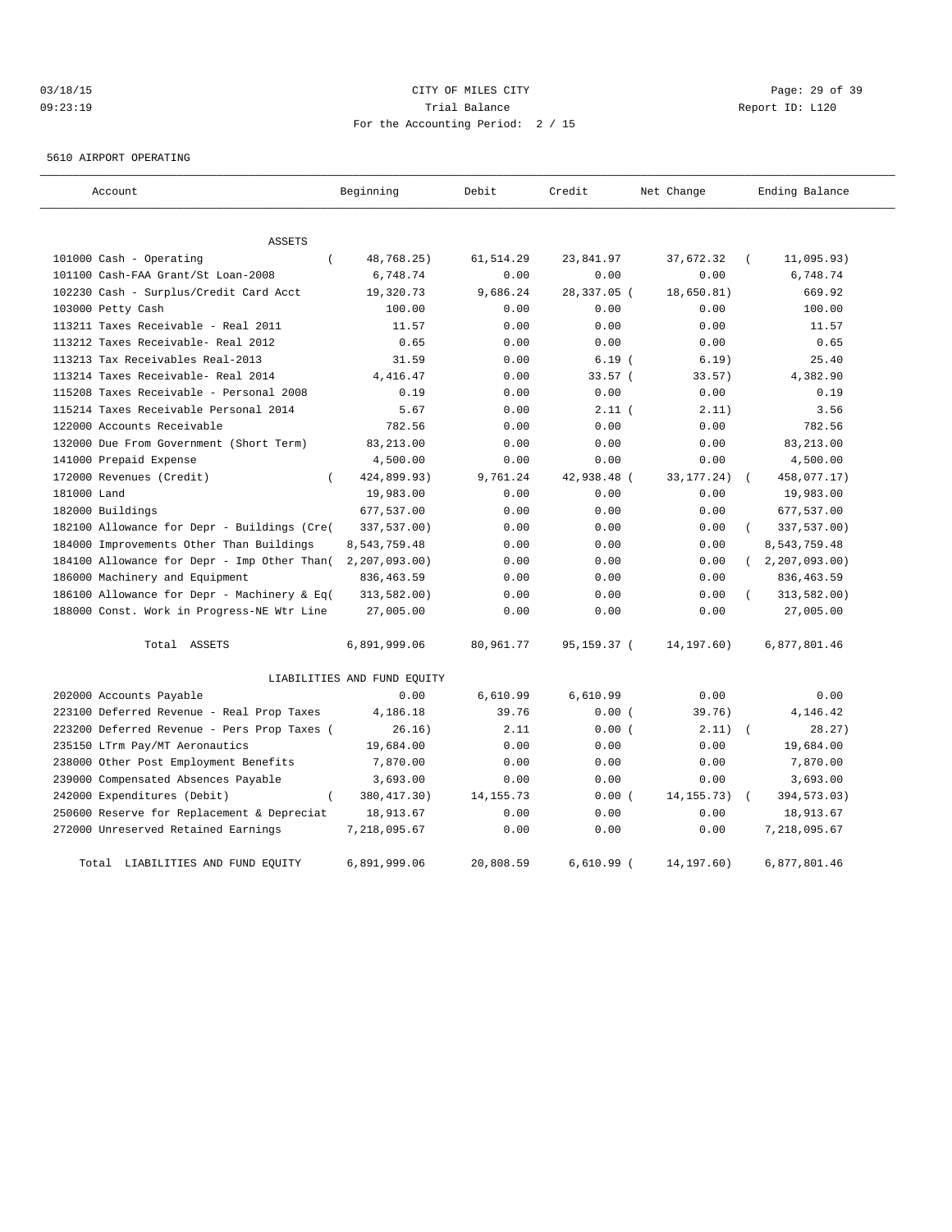CITY OF MILES CITY
Trial Balance
For the Accounting Period: 2 / 15

03/18/15
09:23:19

Report ID: L120

5610 AIRPORT OPERATING

| Account | Beginning | Debit | Credit | Net Change | Ending Balance |
|---|---|---|---|---|---|
| **ASSETS** | | | | | |
| 101000 Cash - Operating | ( 48,768.25) | 61,514.29 | 23,841.97 | 37,672.32 | ( 11,095.93) |
| 101100 Cash-FAA Grant/St Loan-2008 | 6,748.74 | 0.00 | 0.00 | 0.00 | 6,748.74 |
| 102230 Cash - Surplus/Credit Card Acct | 19,320.73 | 9,686.24 | 28,337.05 | ( 18,650.81) | 669.92 |
| 103000 Petty Cash | 100.00 | 0.00 | 0.00 | 0.00 | 100.00 |
| 113211 Taxes Receivable - Real 2011 | 11.57 | 0.00 | 0.00 | 0.00 | 11.57 |
| 113212 Taxes Receivable- Real 2012 | 0.65 | 0.00 | 0.00 | 0.00 | 0.65 |
| 113213 Tax Receivables Real-2013 | 31.59 | 0.00 | 6.19 | ( 6.19) | 25.40 |
| 113214 Taxes Receivable- Real 2014 | 4,416.47 | 0.00 | 33.57 | ( 33.57) | 4,382.90 |
| 115208 Taxes Receivable - Personal 2008 | 0.19 | 0.00 | 0.00 | 0.00 | 0.19 |
| 115214 Taxes Receivable Personal 2014 | 5.67 | 0.00 | 2.11 | ( 2.11) | 3.56 |
| 122000 Accounts Receivable | 782.56 | 0.00 | 0.00 | 0.00 | 782.56 |
| 132000 Due From Government (Short Term) | 83,213.00 | 0.00 | 0.00 | 0.00 | 83,213.00 |
| 141000 Prepaid Expense | 4,500.00 | 0.00 | 0.00 | 0.00 | 4,500.00 |
| 172000 Revenues (Credit) | ( 424,899.93) | 9,761.24 | 42,938.48 | ( 33,177.24) | ( 458,077.17) |
| 181000 Land | 19,983.00 | 0.00 | 0.00 | 0.00 | 19,983.00 |
| 182000 Buildings | 677,537.00 | 0.00 | 0.00 | 0.00 | 677,537.00 |
| 182100 Allowance for Depr - Buildings (Cre( | 337,537.00) | 0.00 | 0.00 | 0.00 | ( 337,537.00) |
| 184000 Improvements Other Than Buildings | 8,543,759.48 | 0.00 | 0.00 | 0.00 | 8,543,759.48 |
| 184100 Allowance for Depr - Imp Other Than( | 2,207,093.00) | 0.00 | 0.00 | 0.00 | ( 2,207,093.00) |
| 186000 Machinery and Equipment | 836,463.59 | 0.00 | 0.00 | 0.00 | 836,463.59 |
| 186100 Allowance for Depr - Machinery & Eq( | 313,582.00) | 0.00 | 0.00 | 0.00 | ( 313,582.00) |
| 188000 Const. Work in Progress-NE Wtr Line | 27,005.00 | 0.00 | 0.00 | 0.00 | 27,005.00 |
| Total ASSETS | 6,891,999.06 | 80,961.77 | 95,159.37 | ( 14,197.60) | 6,877,801.46 |
| **LIABILITIES AND FUND EQUITY** | | | | | |
| 202000 Accounts Payable | 0.00 | 6,610.99 | 6,610.99 | 0.00 | 0.00 |
| 223100 Deferred Revenue - Real Prop Taxes | 4,186.18 | 39.76 | 0.00 | ( 39.76) | 4,146.42 |
| 223200 Deferred Revenue - Pers Prop Taxes ( | 26.16) | 2.11 | 0.00 | ( 2.11) | ( 28.27) |
| 235150 LTrm Pay/MT Aeronautics | 19,684.00 | 0.00 | 0.00 | 0.00 | 19,684.00 |
| 238000 Other Post Employment Benefits | 7,870.00 | 0.00 | 0.00 | 0.00 | 7,870.00 |
| 239000 Compensated Absences Payable | 3,693.00 | 0.00 | 0.00 | 0.00 | 3,693.00 |
| 242000 Expenditures (Debit) | ( 380,417.30) | 14,155.73 | 0.00 | ( 14,155.73) | ( 394,573.03) |
| 250600 Reserve for Replacement & Depreciat | 18,913.67 | 0.00 | 0.00 | 0.00 | 18,913.67 |
| 272000 Unreserved Retained Earnings | 7,218,095.67 | 0.00 | 0.00 | 0.00 | 7,218,095.67 |
| Total LIABILITIES AND FUND EQUITY | 6,891,999.06 | 20,808.59 | 6,610.99 | ( 14,197.60) | 6,877,801.46 |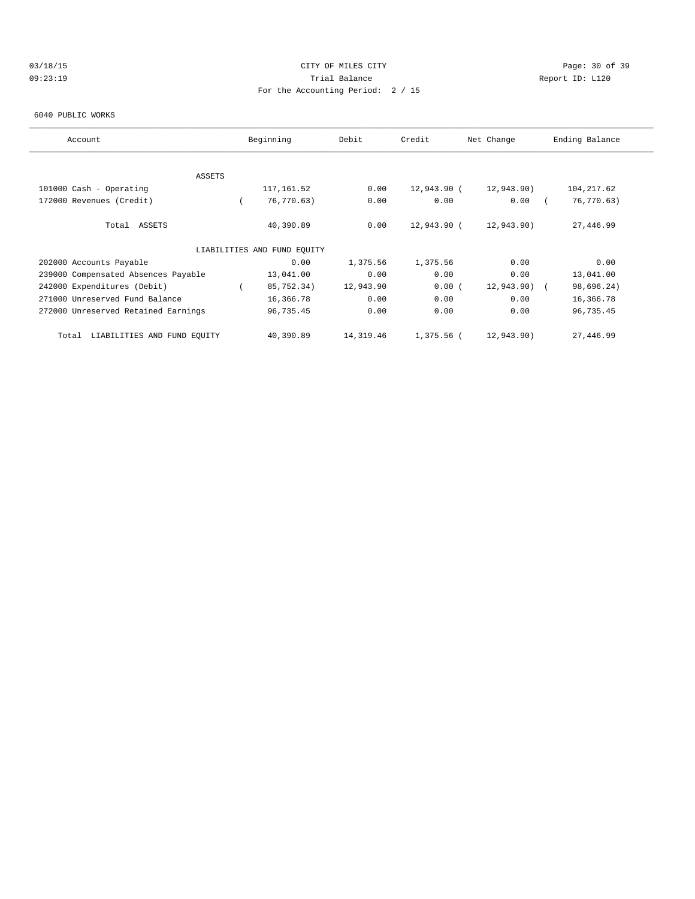03/18/15 CITY OF MILES CITY
09:23:19 Trial Balance Report ID: L120
For the Accounting Period: 2 / 15

6040 PUBLIC WORKS

| Account | Beginning | Debit | Credit | Net Change | Ending Balance |
|---|---|---|---|---|---|
| ASSETS | | | | | |
| 101000 Cash - Operating | 117,161.52 | 0.00 | 12,943.90 | ( 12,943.90) | 104,217.62 |
| 172000 Revenues (Credit) | ( 76,770.63) | 0.00 | 0.00 | 0.00 | ( 76,770.63) |
| Total ASSETS | 40,390.89 | 0.00 | 12,943.90 | ( 12,943.90) | 27,446.99 |
| LIABILITIES AND FUND EQUITY | | | | | |
| 202000 Accounts Payable | 0.00 | 1,375.56 | 1,375.56 | 0.00 | 0.00 |
| 239000 Compensated Absences Payable | 13,041.00 | 0.00 | 0.00 | 0.00 | 13,041.00 |
| 242000 Expenditures (Debit) | ( 85,752.34) | 12,943.90 | 0.00 | ( 12,943.90) | ( 98,696.24) |
| 271000 Unreserved Fund Balance | 16,366.78 | 0.00 | 0.00 | 0.00 | 16,366.78 |
| 272000 Unreserved Retained Earnings | 96,735.45 | 0.00 | 0.00 | 0.00 | 96,735.45 |
| Total LIABILITIES AND FUND EQUITY | 40,390.89 | 14,319.46 | 1,375.56 | ( 12,943.90) | 27,446.99 |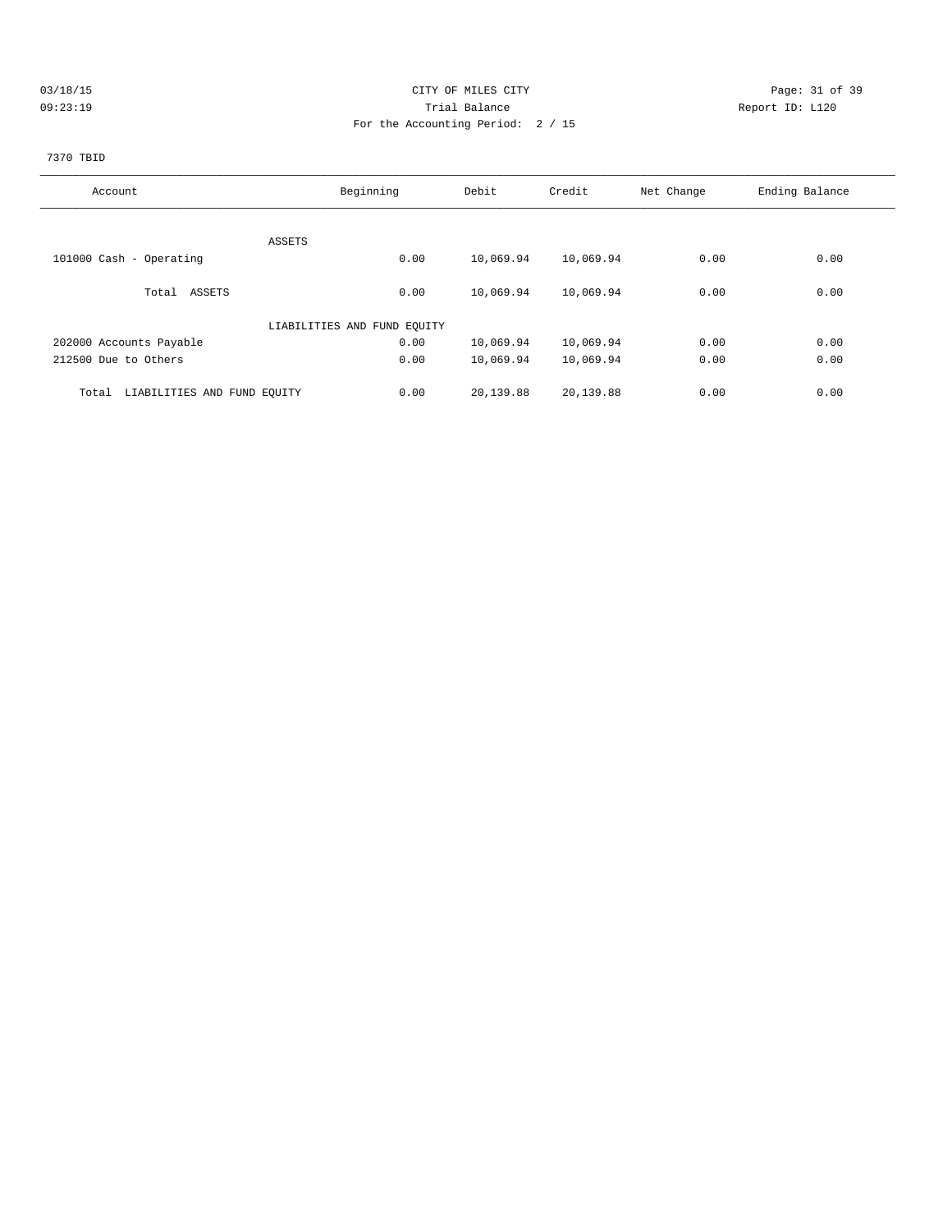CITY OF MILES CITY
Trial Balance
For the Accounting Period: 2 / 15

03/18/15
09:23:19

Report ID: L120

7370 TBID

| Account | Beginning | Debit | Credit | Net Change | Ending Balance |
|---|---|---|---|---|---|
| ASSETS | | | | | |
| 101000 Cash - Operating | 0.00 | 10,069.94 | 10,069.94 | 0.00 | 0.00 |
| Total ASSETS | 0.00 | 10,069.94 | 10,069.94 | 0.00 | 0.00 |
| LIABILITIES AND FUND EQUITY | | | | | |
| 202000 Accounts Payable | 0.00 | 10,069.94 | 10,069.94 | 0.00 | 0.00 |
| 212500 Due to Others | 0.00 | 10,069.94 | 10,069.94 | 0.00 | 0.00 |
| Total LIABILITIES AND FUND EQUITY | 0.00 | 20,139.88 | 20,139.88 | 0.00 | 0.00 |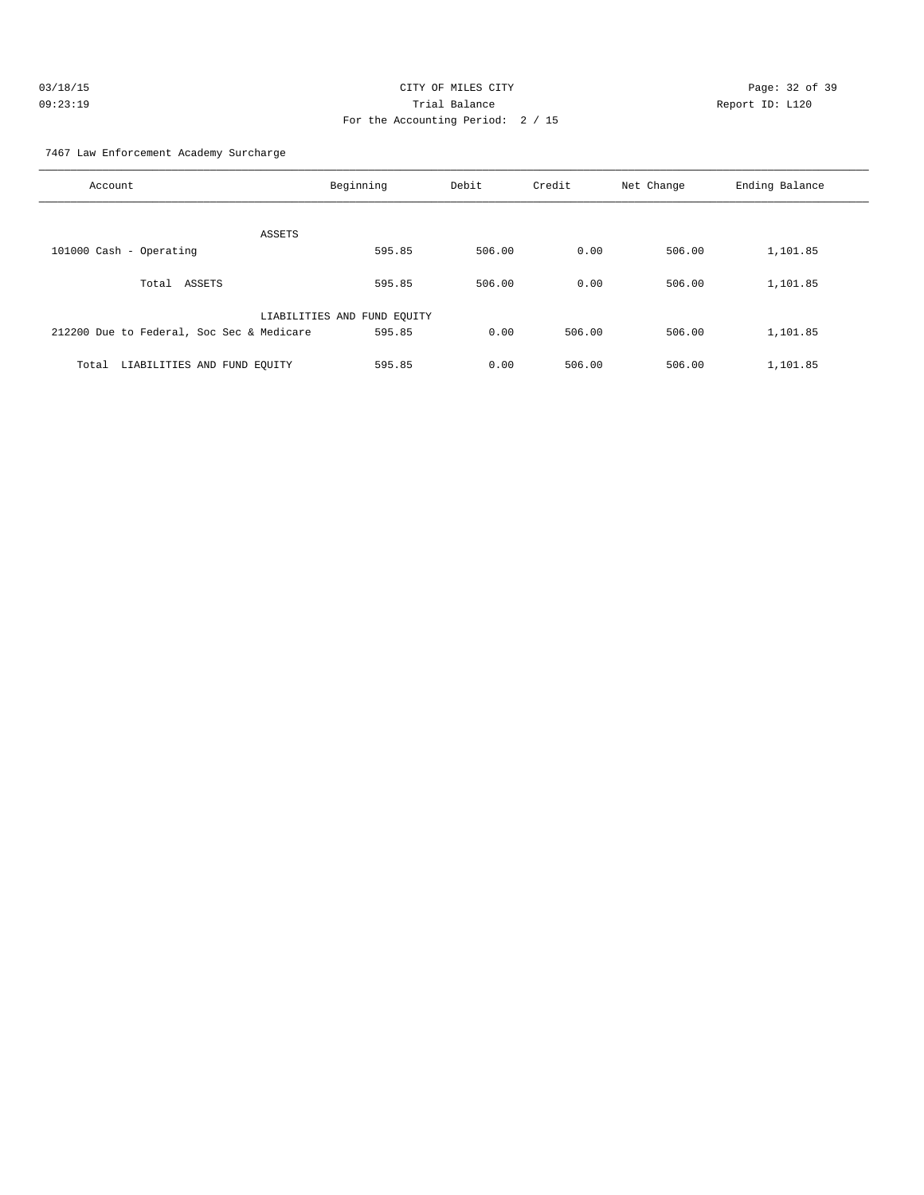CITY OF MILES CITY

Trial Balance

For the Accounting Period: 2 / 15

03/18/15 09:23:19 Report ID: L120

7467 Law Enforcement Academy Surcharge

| Account | Beginning | Debit | Credit | Net Change | Ending Balance |
|---|---|---|---|---|---|
| ASSETS | | | | | |
| 101000 Cash - Operating | 595.85 | 506.00 | 0.00 | 506.00 | 1,101.85 |
| Total ASSETS | 595.85 | 506.00 | 0.00 | 506.00 | 1,101.85 |
| LIABILITIES AND FUND EQUITY | | | | | |
| 212200 Due to Federal, Soc Sec & Medicare | 595.85 | 0.00 | 506.00 | 506.00 | 1,101.85 |
| Total LIABILITIES AND FUND EQUITY | 595.85 | 0.00 | 506.00 | 506.00 | 1,101.85 |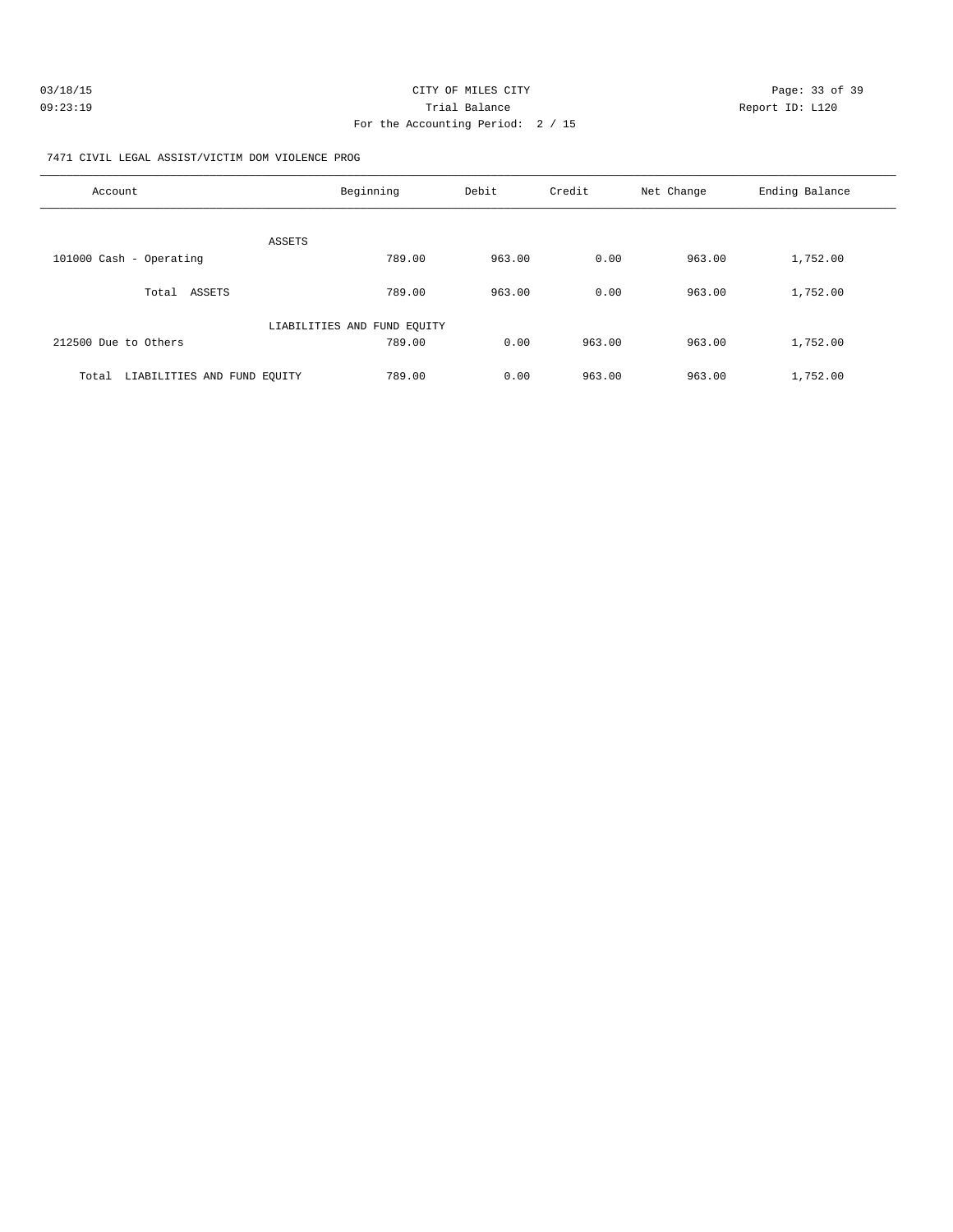CITY OF MILES CITY

Trial Balance

For the Accounting Period: 2 / 15

03/18/15
09:23:19

Report ID: L120

7471 CIVIL LEGAL ASSIST/VICTIM DOM VIOLENCE PROG

| Account | Beginning | Debit | Credit | Net Change | Ending Balance |
|---|---|---|---|---|---|
| ASSETS | | | | | |
| 101000 Cash - Operating | 789.00 | 963.00 | 0.00 | 963.00 | 1,752.00 |
| Total ASSETS | 789.00 | 963.00 | 0.00 | 963.00 | 1,752.00 |
| LIABILITIES AND FUND EQUITY | | | | | |
| 212500 Due to Others | 789.00 | 0.00 | 963.00 | 963.00 | 1,752.00 |
| Total LIABILITIES AND FUND EQUITY | 789.00 | 0.00 | 963.00 | 963.00 | 1,752.00 |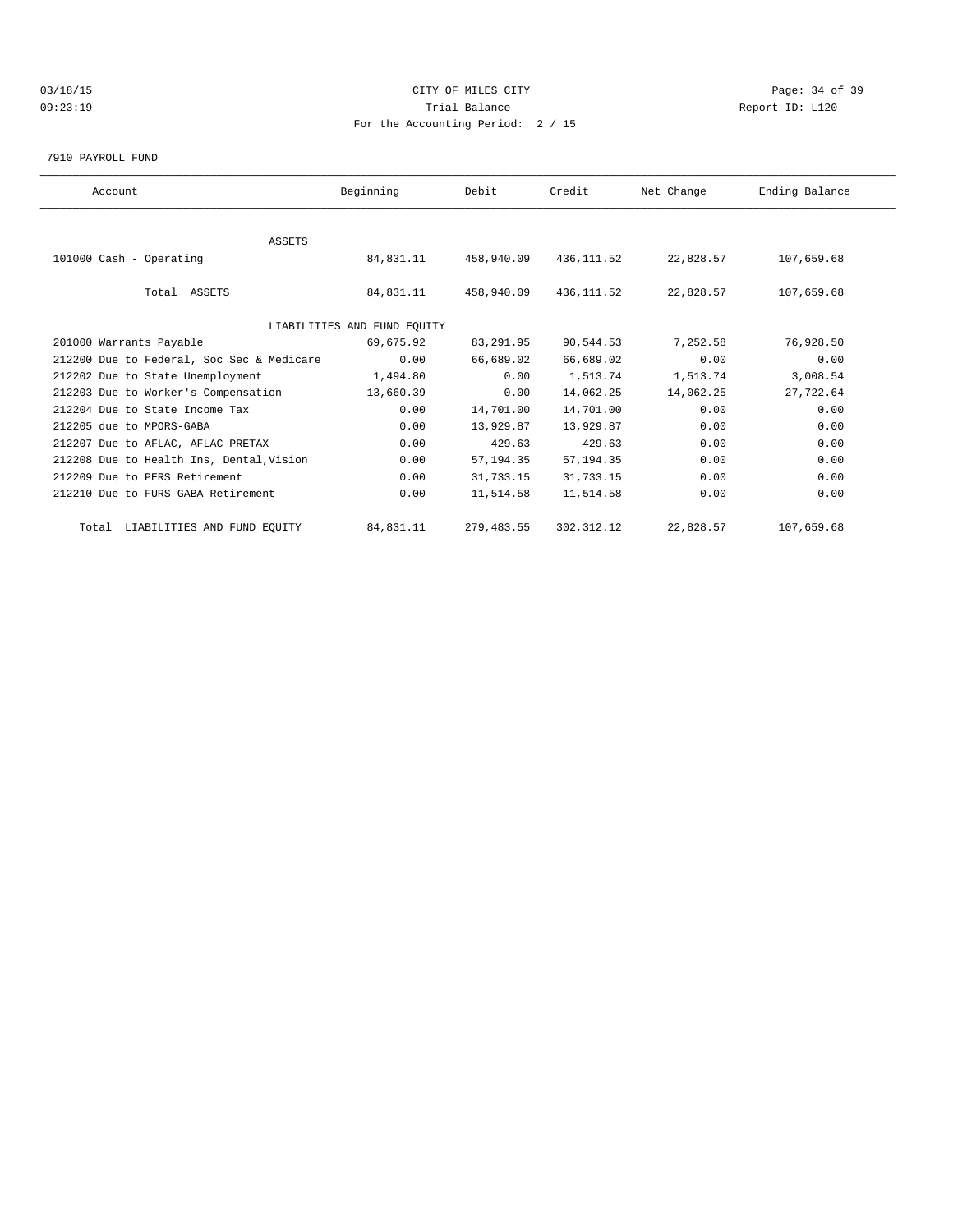CITY OF MILES CITY
Trial Balance
For the Accounting Period: 2 / 15

03/18/15
09:23:19

Report ID: L120

7910 PAYROLL FUND

| Account | Beginning | Debit | Credit | Net Change | Ending Balance |
|---|---|---|---|---|---|
| ASSETS | | | | | |
| 101000 Cash - Operating | 84,831.11 | 458,940.09 | 436,111.52 | 22,828.57 | 107,659.68 |
| Total ASSETS | 84,831.11 | 458,940.09 | 436,111.52 | 22,828.57 | 107,659.68 |
| LIABILITIES AND FUND EQUITY | | | | | |
| 201000 Warrants Payable | 69,675.92 | 83,291.95 | 90,544.53 | 7,252.58 | 76,928.50 |
| 212200 Due to Federal, Soc Sec & Medicare | 0.00 | 66,689.02 | 66,689.02 | 0.00 | 0.00 |
| 212202 Due to State Unemployment | 1,494.80 | 0.00 | 1,513.74 | 1,513.74 | 3,008.54 |
| 212203 Due to Worker's Compensation | 13,660.39 | 0.00 | 14,062.25 | 14,062.25 | 27,722.64 |
| 212204 Due to State Income Tax | 0.00 | 14,701.00 | 14,701.00 | 0.00 | 0.00 |
| 212205 due to MPORS-GABA | 0.00 | 13,929.87 | 13,929.87 | 0.00 | 0.00 |
| 212207 Due to AFLAC, AFLAC PRETAX | 0.00 | 429.63 | 429.63 | 0.00 | 0.00 |
| 212208 Due to Health Ins, Dental,Vision | 0.00 | 57,194.35 | 57,194.35 | 0.00 | 0.00 |
| 212209 Due to PERS Retirement | 0.00 | 31,733.15 | 31,733.15 | 0.00 | 0.00 |
| 212210 Due to FURS-GABA Retirement | 0.00 | 11,514.58 | 11,514.58 | 0.00 | 0.00 |
| Total LIABILITIES AND FUND EQUITY | 84,831.11 | 279,483.55 | 302,312.12 | 22,828.57 | 107,659.68 |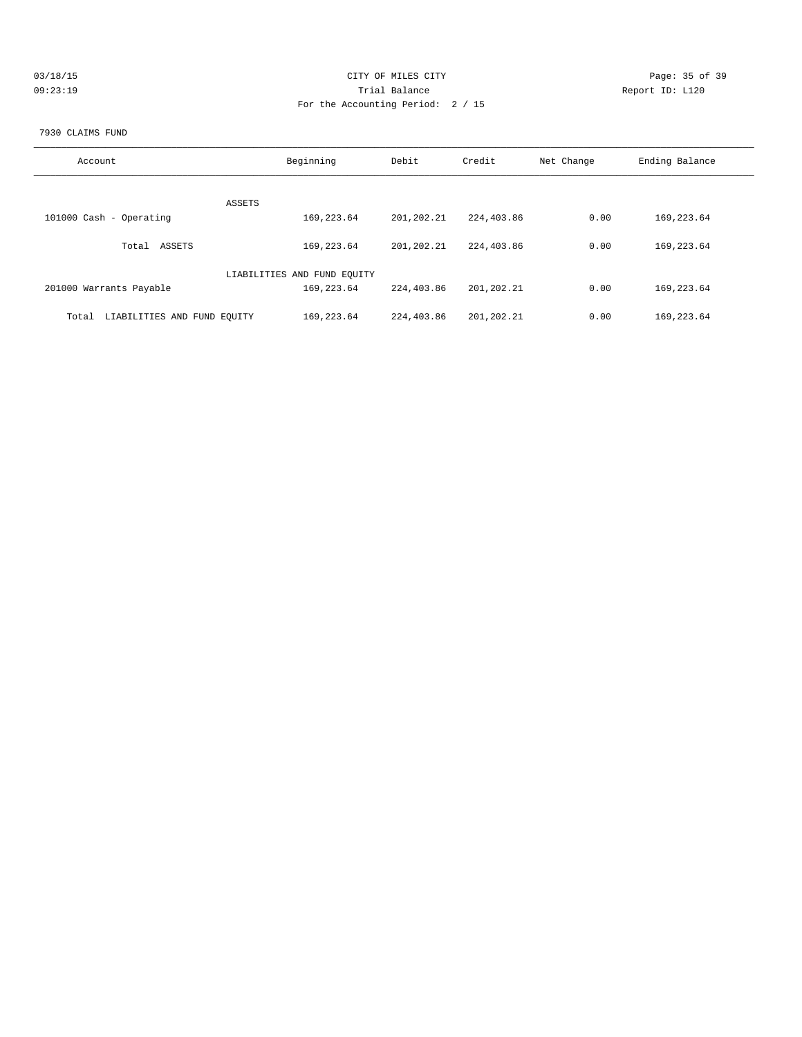CITY OF MILES CITY

Trial Balance

For the Accounting Period: 2 / 15

03/18/15 09:23:19

Report ID: L120

7930 CLAIMS FUND

| Account | Beginning | Debit | Credit | Net Change | Ending Balance |
|---|---|---|---|---|---|
| ASSETS | | | | | |
| 101000 Cash - Operating | 169,223.64 | 201,202.21 | 224,403.86 | 0.00 | 169,223.64 |
| Total ASSETS | 169,223.64 | 201,202.21 | 224,403.86 | 0.00 | 169,223.64 |
| LIABILITIES AND FUND EQUITY | | | | | |
| 201000 Warrants Payable | 169,223.64 | 224,403.86 | 201,202.21 | 0.00 | 169,223.64 |
| Total LIABILITIES AND FUND EQUITY | 169,223.64 | 224,403.86 | 201,202.21 | 0.00 | 169,223.64 |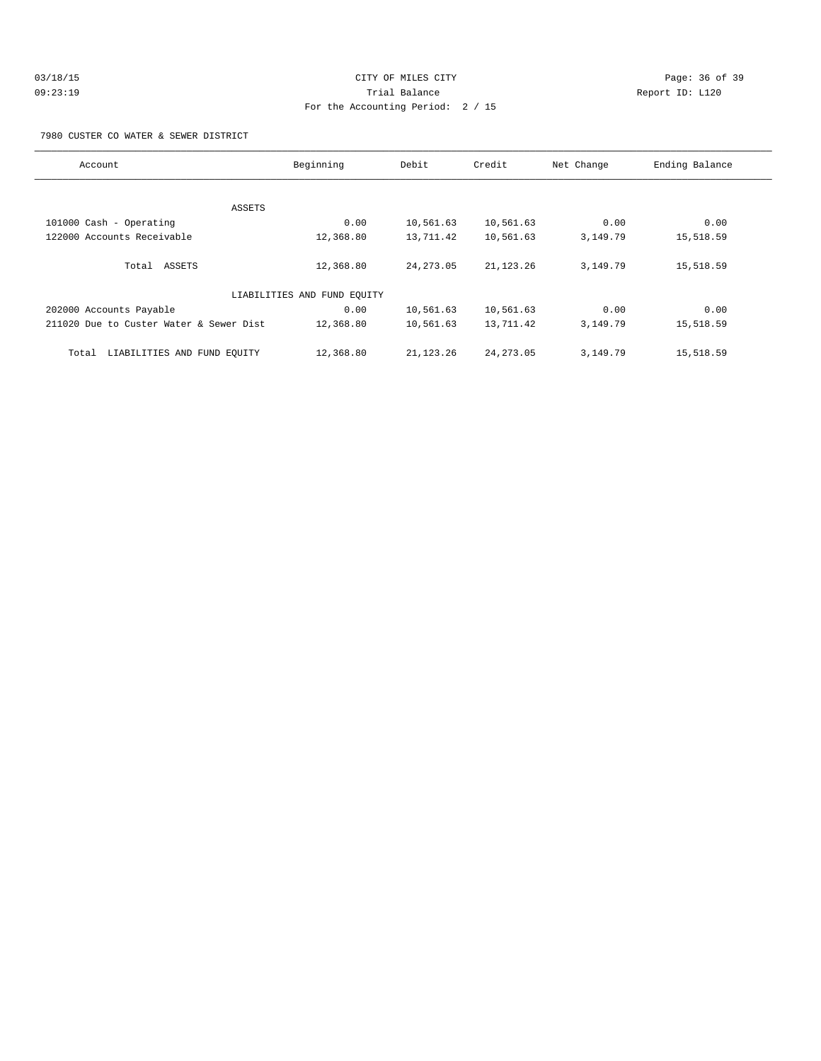# CITY OF MILES CITY

Trial Balance

For the Accounting Period: 2 / 15

03/18/15
09:23:19

Report ID: L120

7980 CUSTER CO WATER & SEWER DISTRICT

| Account | Beginning | Debit | Credit | Net Change | Ending Balance |
|---|---|---|---|---|---|
| ASSETS | | | | | |
| 101000 Cash - Operating | 0.00 | 10,561.63 | 10,561.63 | 0.00 | 0.00 |
| 122000 Accounts Receivable | 12,368.80 | 13,711.42 | 10,561.63 | 3,149.79 | 15,518.59 |
| Total ASSETS | 12,368.80 | 24,273.05 | 21,123.26 | 3,149.79 | 15,518.59 |
| LIABILITIES AND FUND EQUITY | | | | | |
| 202000 Accounts Payable | 0.00 | 10,561.63 | 10,561.63 | 0.00 | 0.00 |
| 211020 Due to Custer Water & Sewer Dist | 12,368.80 | 10,561.63 | 13,711.42 | 3,149.79 | 15,518.59 |
| Total LIABILITIES AND FUND EQUITY | 12,368.80 | 21,123.26 | 24,273.05 | 3,149.79 | 15,518.59 |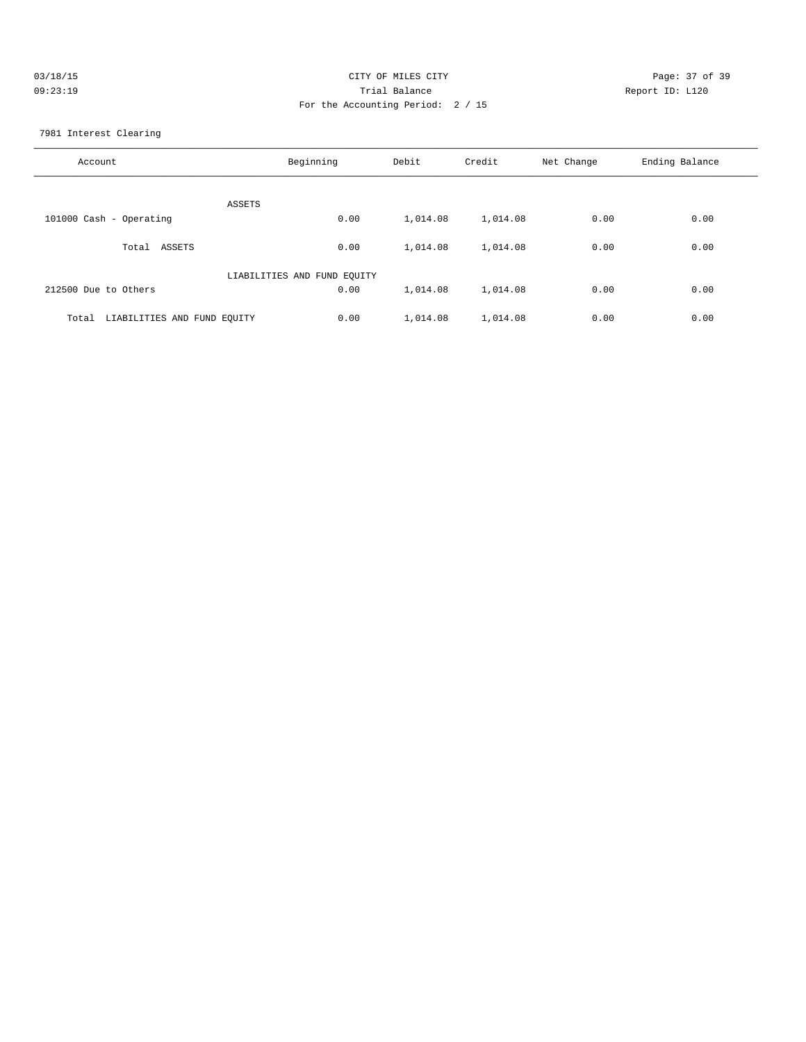CITY OF MILES CITY

Trial Balance

For the Accounting Period: 2 / 15

7981 Interest Clearing

| Account | Beginning | Debit | Credit | Net Change | Ending Balance |
|---|---|---|---|---|---|
| ASSETS | | | | | |
| 101000 Cash - Operating | 0.00 | 1,014.08 | 1,014.08 | 0.00 | 0.00 |
| Total ASSETS | 0.00 | 1,014.08 | 1,014.08 | 0.00 | 0.00 |
| LIABILITIES AND FUND EQUITY | | | | | |
| 212500 Due to Others | 0.00 | 1,014.08 | 1,014.08 | 0.00 | 0.00 |
| Total LIABILITIES AND FUND EQUITY | 0.00 | 1,014.08 | 1,014.08 | 0.00 | 0.00 |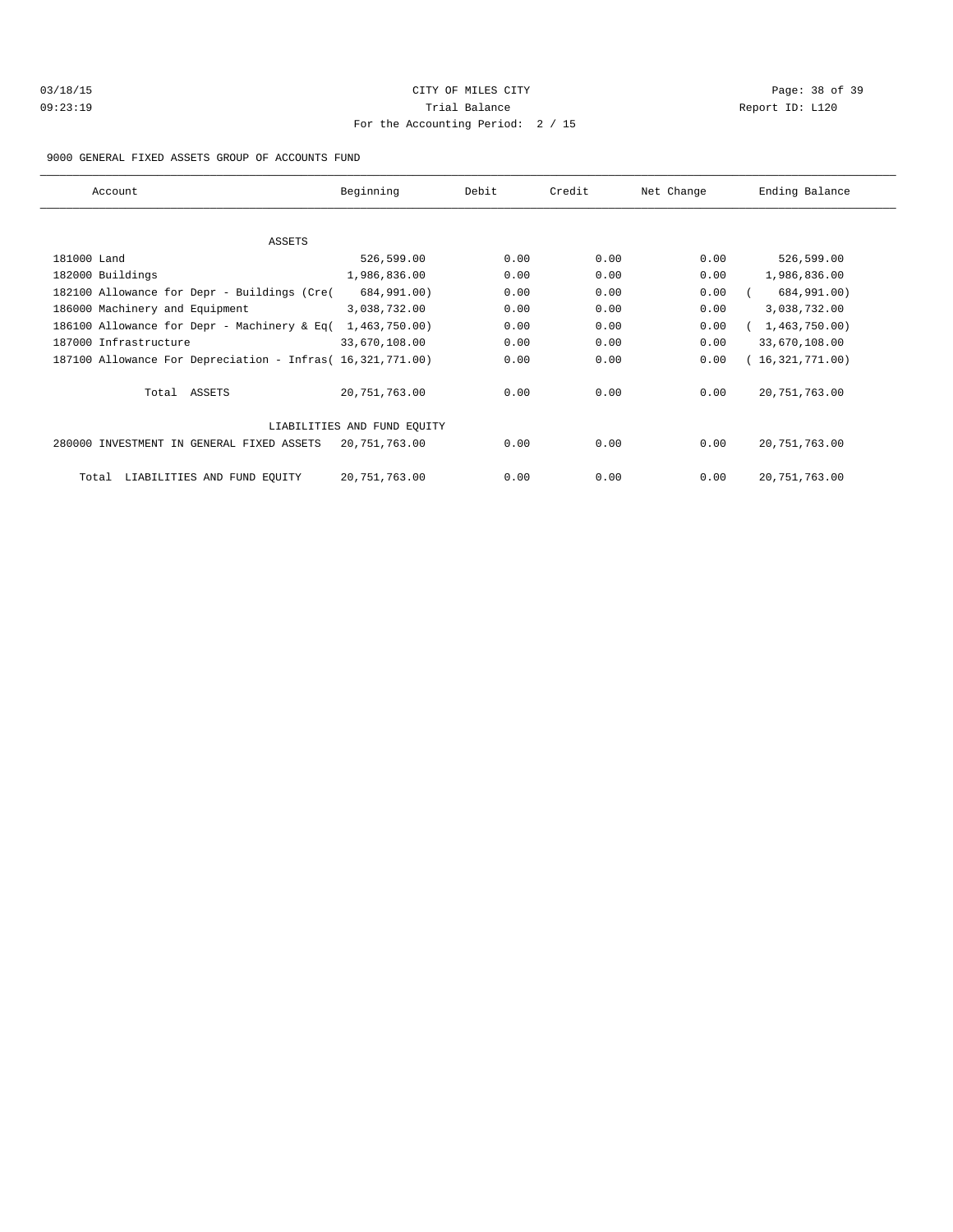CITY OF MILES CITY
Trial Balance
For the Accounting Period: 2 / 15

03/18/15
09:23:19

Report ID: L120

9000 GENERAL FIXED ASSETS GROUP OF ACCOUNTS FUND

| Account | Beginning | Debit | Credit | Net Change | Ending Balance |
|---|---|---|---|---|---|
| ASSETS | | | | | |
| 181000 Land | 526,599.00 | 0.00 | 0.00 | 0.00 | 526,599.00 |
| 182000 Buildings | 1,986,836.00 | 0.00 | 0.00 | 0.00 | 1,986,836.00 |
| 182100 Allowance for Depr - Buildings (Cre( | 684,991.00) | 0.00 | 0.00 | 0.00 | ( 684,991.00) |
| 186000 Machinery and Equipment | 3,038,732.00 | 0.00 | 0.00 | 0.00 | 3,038,732.00 |
| 186100 Allowance for Depr - Machinery & Eq( | 1,463,750.00) | 0.00 | 0.00 | 0.00 | ( 1,463,750.00) |
| 187000 Infrastructure | 33,670,108.00 | 0.00 | 0.00 | 0.00 | 33,670,108.00 |
| 187100 Allowance For Depreciation - Infras( | 16,321,771.00) | 0.00 | 0.00 | 0.00 | ( 16,321,771.00) |
| Total ASSETS | 20,751,763.00 | 0.00 | 0.00 | 0.00 | 20,751,763.00 |
| LIABILITIES AND FUND EQUITY | | | | | |
| 280000 INVESTMENT IN GENERAL FIXED ASSETS | 20,751,763.00 | 0.00 | 0.00 | 0.00 | 20,751,763.00 |
| Total LIABILITIES AND FUND EQUITY | 20,751,763.00 | 0.00 | 0.00 | 0.00 | 20,751,763.00 |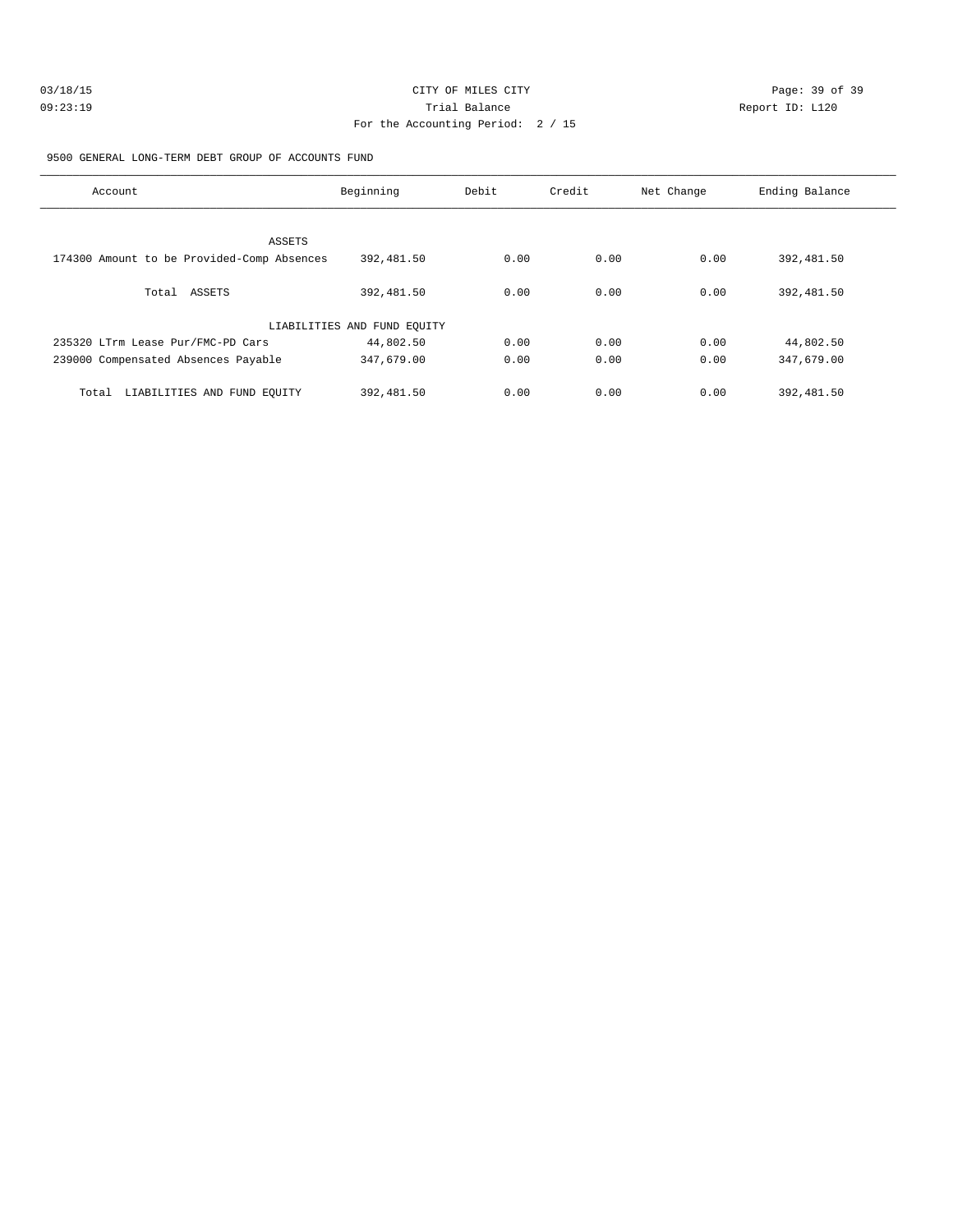CITY OF MILES CITY

Trial Balance

For the Accounting Period: 2 / 15

03/18/15 09:23:19 Report ID: L120

9500 GENERAL LONG-TERM DEBT GROUP OF ACCOUNTS FUND

| Account | Beginning | Debit | Credit | Net Change | Ending Balance |
|---|---|---|---|---|---|
| ASSETS | | | | | |
| 174300 Amount to be Provided-Comp Absences | 392,481.50 | 0.00 | 0.00 | 0.00 | 392,481.50 |
| Total ASSETS | 392,481.50 | 0.00 | 0.00 | 0.00 | 392,481.50 |
| LIABILITIES AND FUND EQUITY | | | | | |
| 235320 LTrm Lease Pur/FMC-PD Cars | 44,802.50 | 0.00 | 0.00 | 0.00 | 44,802.50 |
| 239000 Compensated Absences Payable | 347,679.00 | 0.00 | 0.00 | 0.00 | 347,679.00 |
| Total LIABILITIES AND FUND EQUITY | 392,481.50 | 0.00 | 0.00 | 0.00 | 392,481.50 |